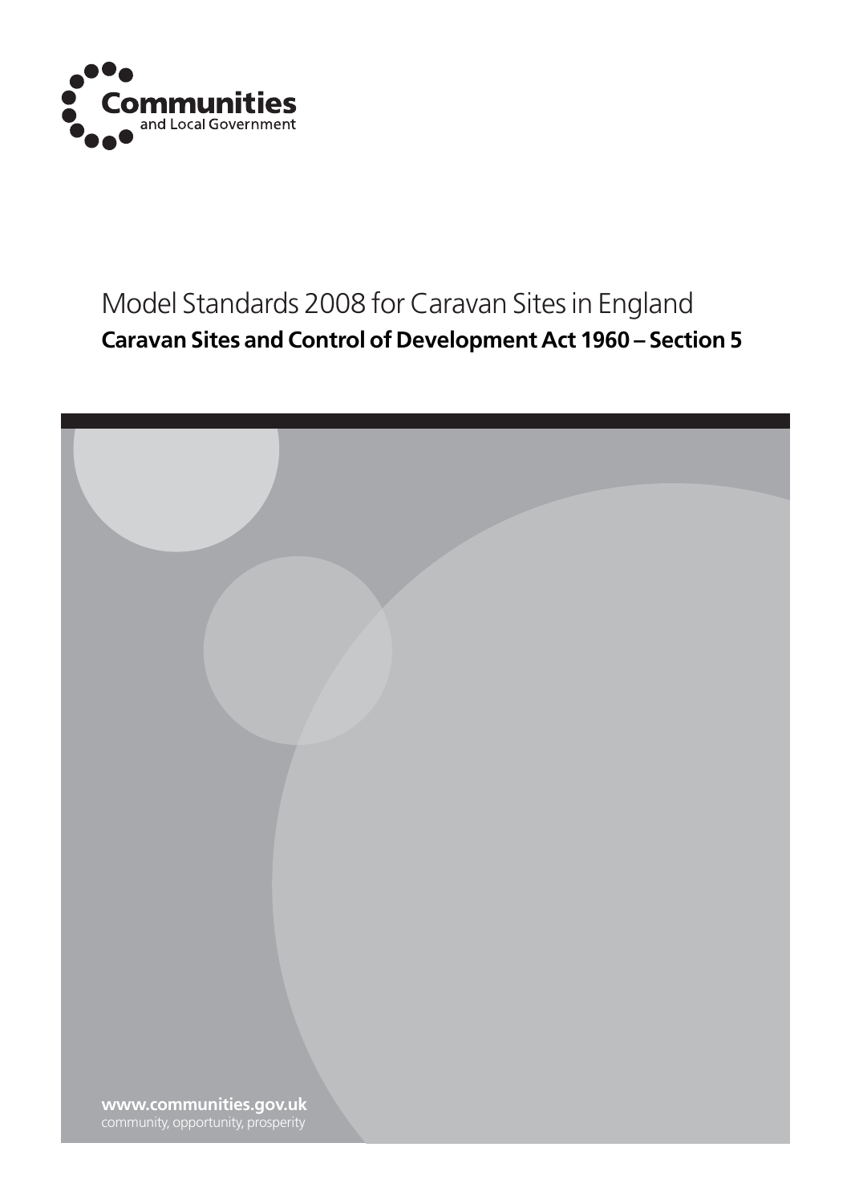Communities and Local Government

# Model Standards 2008 for Caravan Sites in England

## Caravan Sites and Control of Development Act 1960 – Section 5

**www.communities.gov.uk**
community, opportunity, prosperity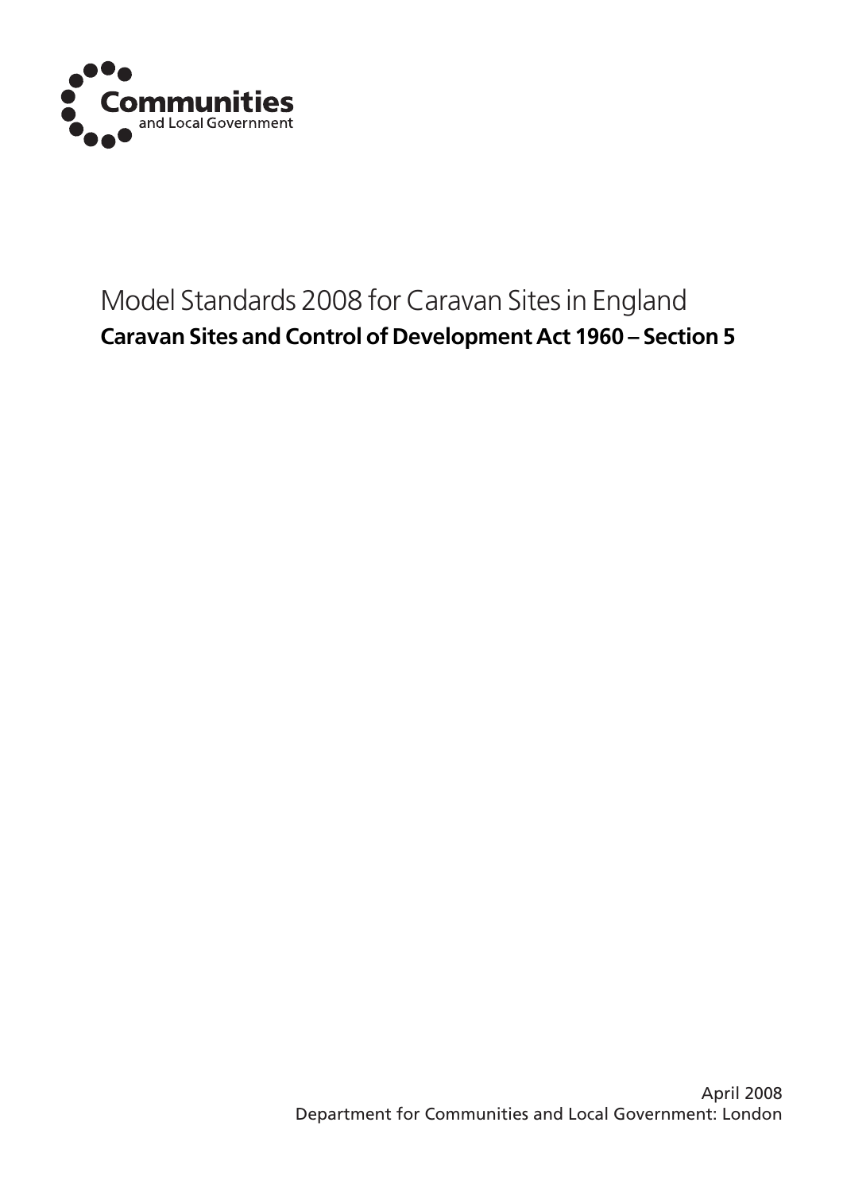Communities
and Local Government

# Model Standards 2008 for Caravan Sites in England

**Caravan Sites and Control of Development Act 1960 – Section 5**

April 2008
Department for Communities and Local Government: London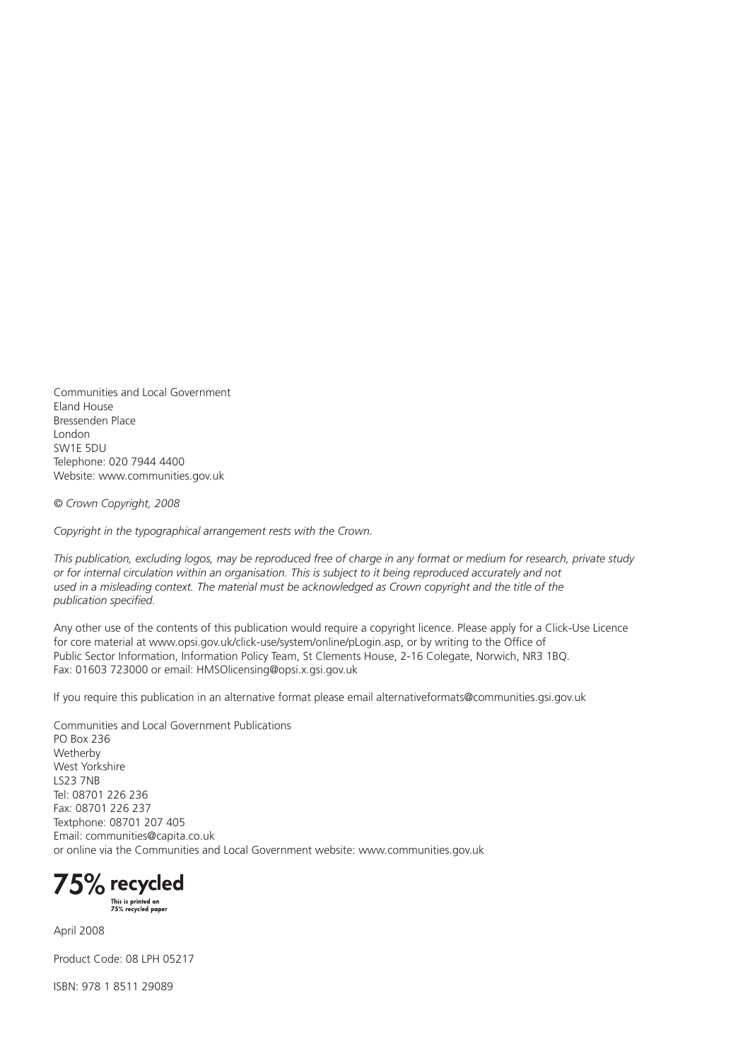Communities and Local Government
Eland House
Bressenden Place
London
SW1E 5DU
Telephone: 020 7944 4400
Website: www.communities.gov.uk

*© Crown Copyright, 2008*

*Copyright in the typographical arrangement rests with the Crown.*

*This publication, excluding logos, may be reproduced free of charge in any format or medium for research, private study or for internal circulation within an organisation. This is subject to it being reproduced accurately and not used in a misleading context. The material must be acknowledged as Crown copyright and the title of the publication specified.*

Any other use of the contents of this publication would require a copyright licence. Please apply for a Click-Use Licence for core material at www.opsi.gov.uk/click-use/system/online/pLogin.asp, or by writing to the Office of Public Sector Information, Information Policy Team, St Clements House, 2-16 Colegate, Norwich, NR3 1BQ. Fax: 01603 723000 or email: HMSOlicensing@opsi.x.gsi.gov.uk

If you require this publication in an alternative format please email alternativeformats@communities.gsi.gov.uk

Communities and Local Government Publications
PO Box 236
Wetherby
West Yorkshire
LS23 7NB
Tel: 08701 226 236
Fax: 08701 226 237
Textphone: 08701 207 405
Email: communities@capita.co.uk
or online via the Communities and Local Government website: www.communities.gov.uk

**75% recycled**
This is printed on 75% recycled paper

April 2008

Product Code: 08 LPH 05217

ISBN: 978 1 8511 29089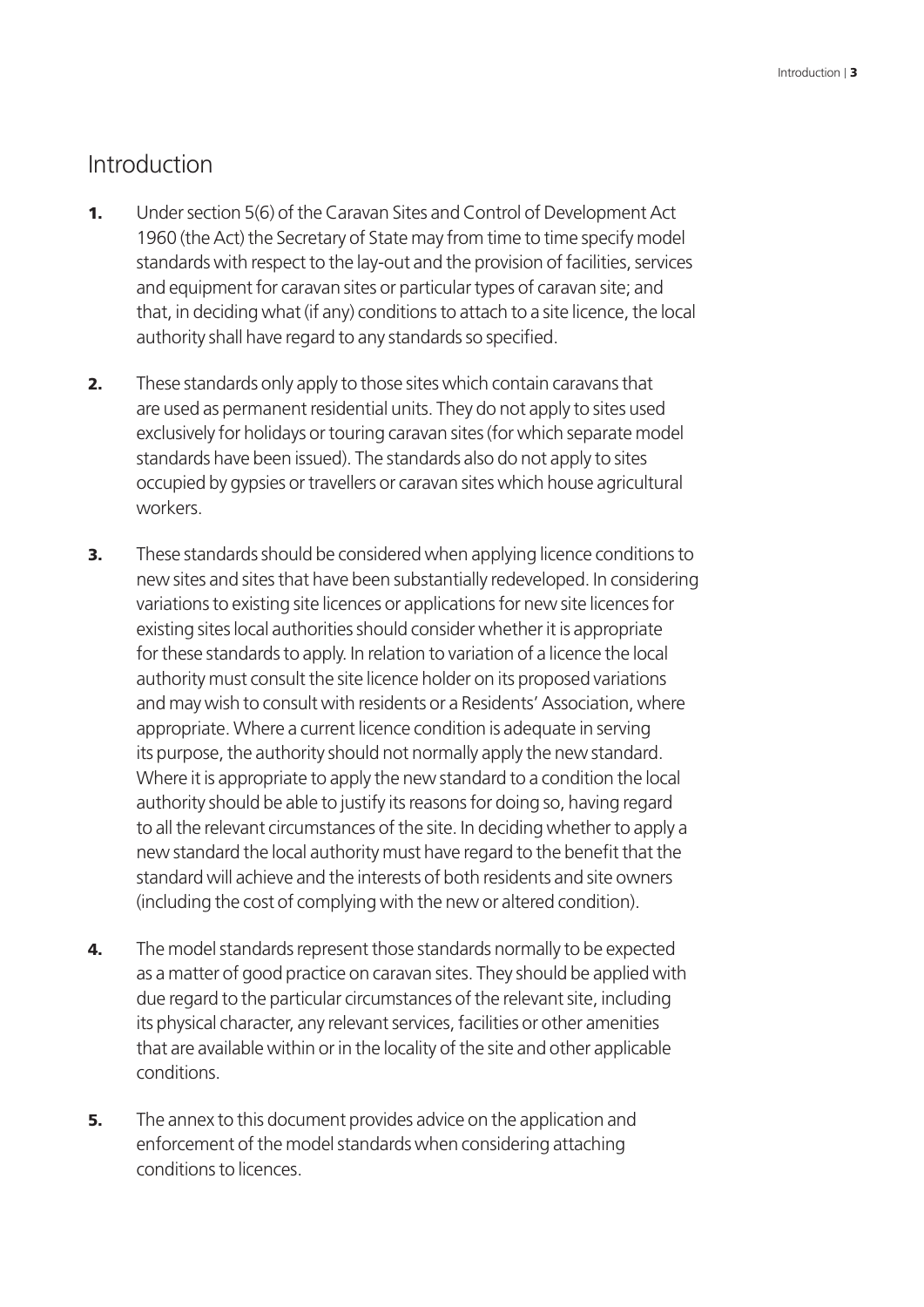## Introduction

**1.** Under section 5(6) of the Caravan Sites and Control of Development Act 1960 (the Act) the Secretary of State may from time to time specify model standards with respect to the lay-out and the provision of facilities, services and equipment for caravan sites or particular types of caravan site; and that, in deciding what (if any) conditions to attach to a site licence, the local authority shall have regard to any standards so specified.

**2.** These standards only apply to those sites which contain caravans that are used as permanent residential units. They do not apply to sites used exclusively for holidays or touring caravan sites (for which separate model standards have been issued). The standards also do not apply to sites occupied by gypsies or travellers or caravan sites which house agricultural workers.

**3.** These standards should be considered when applying licence conditions to new sites and sites that have been substantially redeveloped. In considering variations to existing site licences or applications for new site licences for existing sites local authorities should consider whether it is appropriate for these standards to apply. In relation to variation of a licence the local authority must consult the site licence holder on its proposed variations and may wish to consult with residents or a Residents' Association, where appropriate. Where a current licence condition is adequate in serving its purpose, the authority should not normally apply the new standard. Where it is appropriate to apply the new standard to a condition the local authority should be able to justify its reasons for doing so, having regard to all the relevant circumstances of the site. In deciding whether to apply a new standard the local authority must have regard to the benefit that the standard will achieve and the interests of both residents and site owners (including the cost of complying with the new or altered condition).

**4.** The model standards represent those standards normally to be expected as a matter of good practice on caravan sites. They should be applied with due regard to the particular circumstances of the relevant site, including its physical character, any relevant services, facilities or other amenities that are available within or in the locality of the site and other applicable conditions.

**5.** The annex to this document provides advice on the application and enforcement of the model standards when considering attaching conditions to licences.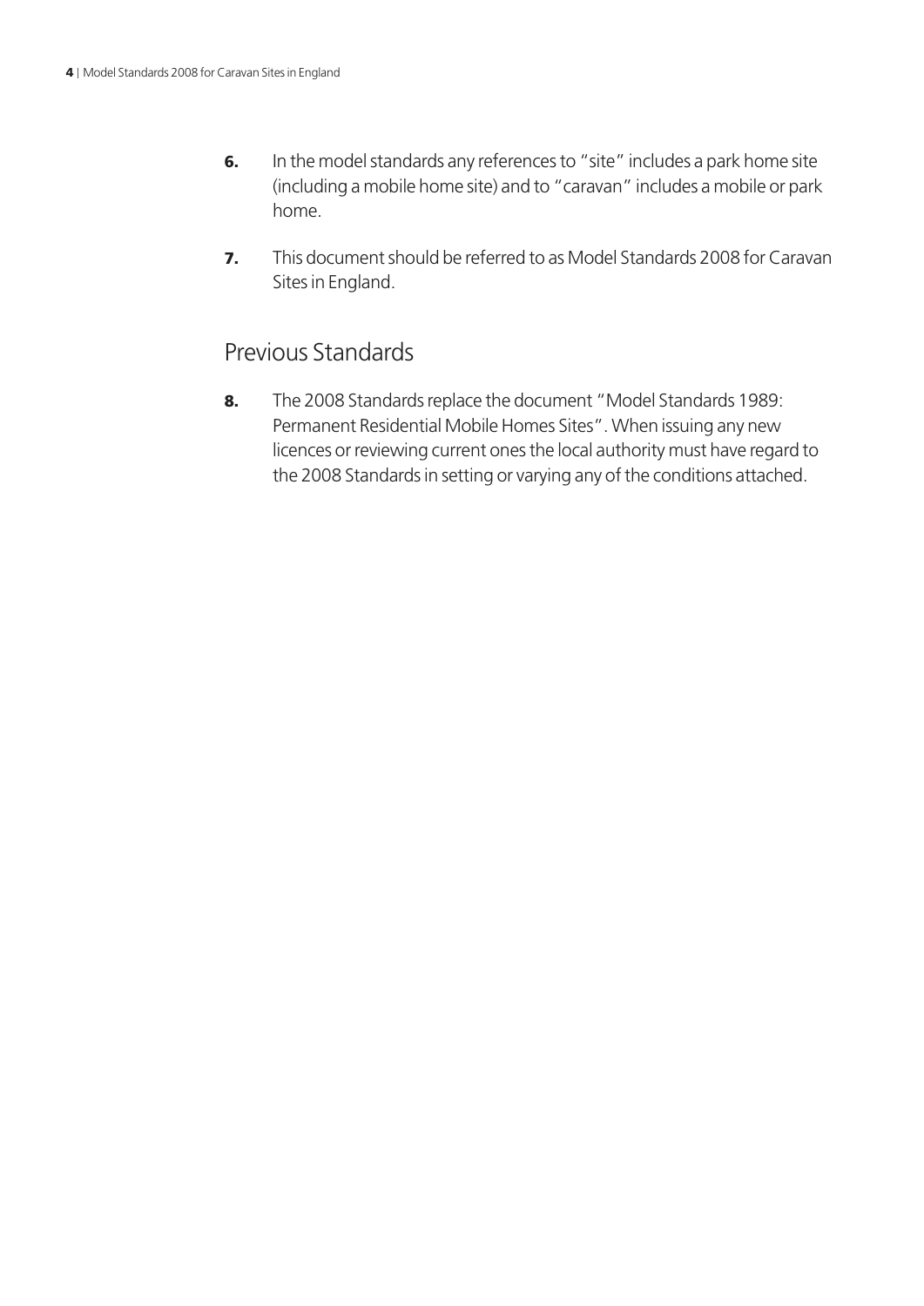**6.** In the model standards any references to "site" includes a park home site (including a mobile home site) and to "caravan" includes a mobile or park home.

**7.** This document should be referred to as Model Standards 2008 for Caravan Sites in England.

## Previous Standards

**8.** The 2008 Standards replace the document "Model Standards 1989: Permanent Residential Mobile Homes Sites". When issuing any new licences or reviewing current ones the local authority must have regard to the 2008 Standards in setting or varying any of the conditions attached.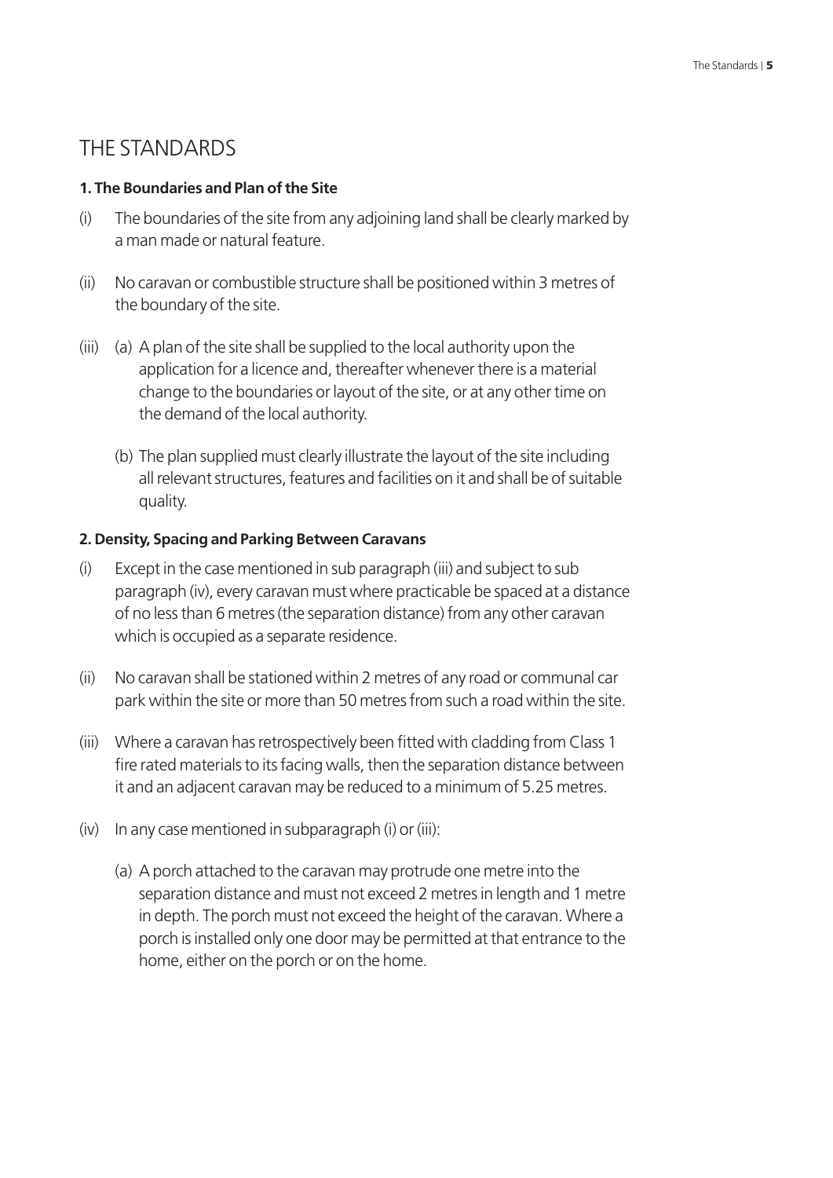# THE STANDARDS

**1. The Boundaries and Plan of the Site**

(i) The boundaries of the site from any adjoining land shall be clearly marked by a man made or natural feature.

(ii) No caravan or combustible structure shall be positioned within 3 metres of the boundary of the site.

(iii) (a) A plan of the site shall be supplied to the local authority upon the application for a licence and, thereafter whenever there is a material change to the boundaries or layout of the site, or at any other time on the demand of the local authority.

(b) The plan supplied must clearly illustrate the layout of the site including all relevant structures, features and facilities on it and shall be of suitable quality.

**2. Density, Spacing and Parking Between Caravans**

(i) Except in the case mentioned in sub paragraph (iii) and subject to sub paragraph (iv), every caravan must where practicable be spaced at a distance of no less than 6 metres (the separation distance) from any other caravan which is occupied as a separate residence.

(ii) No caravan shall be stationed within 2 metres of any road or communal car park within the site or more than 50 metres from such a road within the site.

(iii) Where a caravan has retrospectively been fitted with cladding from Class 1 fire rated materials to its facing walls, then the separation distance between it and an adjacent caravan may be reduced to a minimum of 5.25 metres.

(iv) In any case mentioned in subparagraph (i) or (iii):

(a) A porch attached to the caravan may protrude one metre into the separation distance and must not exceed 2 metres in length and 1 metre in depth. The porch must not exceed the height of the caravan. Where a porch is installed only one door may be permitted at that entrance to the home, either on the porch or on the home.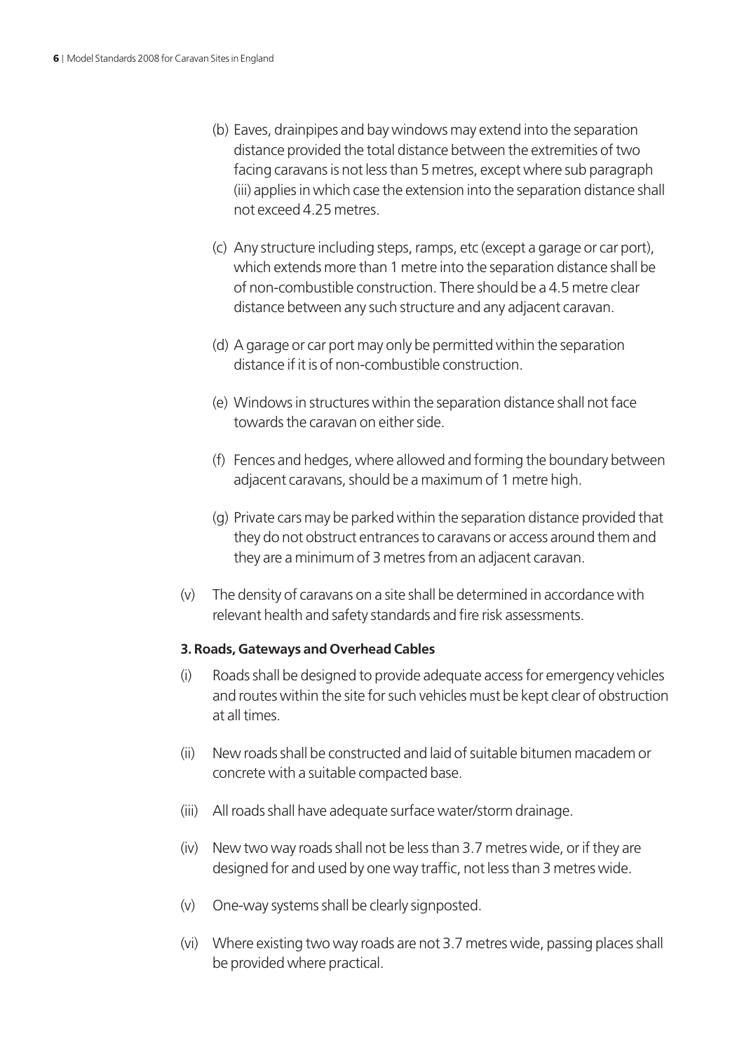(b) Eaves, drainpipes and bay windows may extend into the separation distance provided the total distance between the extremities of two facing caravans is not less than 5 metres, except where sub paragraph (iii) applies in which case the extension into the separation distance shall not exceed 4.25 metres.

(c) Any structure including steps, ramps, etc (except a garage or car port), which extends more than 1 metre into the separation distance shall be of non-combustible construction. There should be a 4.5 metre clear distance between any such structure and any adjacent caravan.

(d) A garage or car port may only be permitted within the separation distance if it is of non-combustible construction.

(e) Windows in structures within the separation distance shall not face towards the caravan on either side.

(f) Fences and hedges, where allowed and forming the boundary between adjacent caravans, should be a maximum of 1 metre high.

(g) Private cars may be parked within the separation distance provided that they do not obstruct entrances to caravans or access around them and they are a minimum of 3 metres from an adjacent caravan.

(v) The density of caravans on a site shall be determined in accordance with relevant health and safety standards and fire risk assessments.

**3. Roads, Gateways and Overhead Cables**

(i) Roads shall be designed to provide adequate access for emergency vehicles and routes within the site for such vehicles must be kept clear of obstruction at all times.

(ii) New roads shall be constructed and laid of suitable bitumen macadem or concrete with a suitable compacted base.

(iii) All roads shall have adequate surface water/storm drainage.

(iv) New two way roads shall not be less than 3.7 metres wide, or if they are designed for and used by one way traffic, not less than 3 metres wide.

(v) One-way systems shall be clearly signposted.

(vi) Where existing two way roads are not 3.7 metres wide, passing places shall be provided where practical.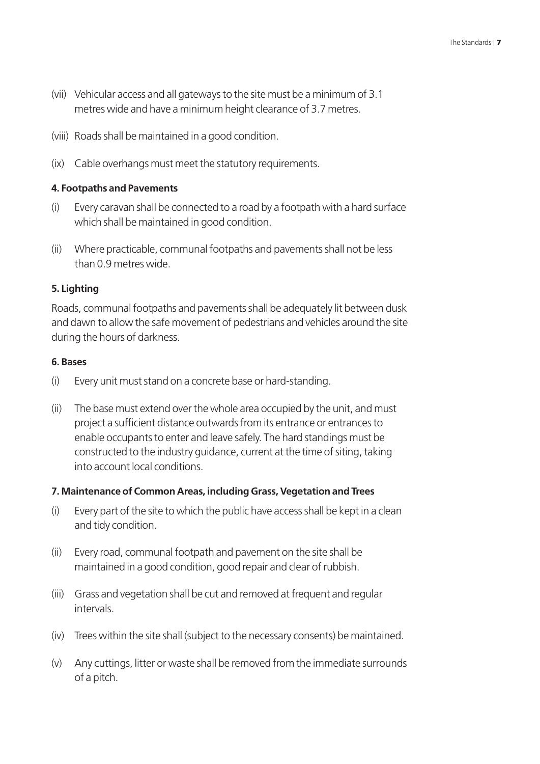(vii) Vehicular access and all gateways to the site must be a minimum of 3.1 metres wide and have a minimum height clearance of 3.7 metres.

(viii) Roads shall be maintained in a good condition.

(ix) Cable overhangs must meet the statutory requirements.

**4. Footpaths and Pavements**

(i) Every caravan shall be connected to a road by a footpath with a hard surface which shall be maintained in good condition.

(ii) Where practicable, communal footpaths and pavements shall not be less than 0.9 metres wide.

**5. Lighting**

Roads, communal footpaths and pavements shall be adequately lit between dusk and dawn to allow the safe movement of pedestrians and vehicles around the site during the hours of darkness.

**6. Bases**

(i) Every unit must stand on a concrete base or hard-standing.

(ii) The base must extend over the whole area occupied by the unit, and must project a sufficient distance outwards from its entrance or entrances to enable occupants to enter and leave safely. The hard standings must be constructed to the industry guidance, current at the time of siting, taking into account local conditions.

**7. Maintenance of Common Areas, including Grass, Vegetation and Trees**

(i) Every part of the site to which the public have access shall be kept in a clean and tidy condition.

(ii) Every road, communal footpath and pavement on the site shall be maintained in a good condition, good repair and clear of rubbish.

(iii) Grass and vegetation shall be cut and removed at frequent and regular intervals.

(iv) Trees within the site shall (subject to the necessary consents) be maintained.

(v) Any cuttings, litter or waste shall be removed from the immediate surrounds of a pitch.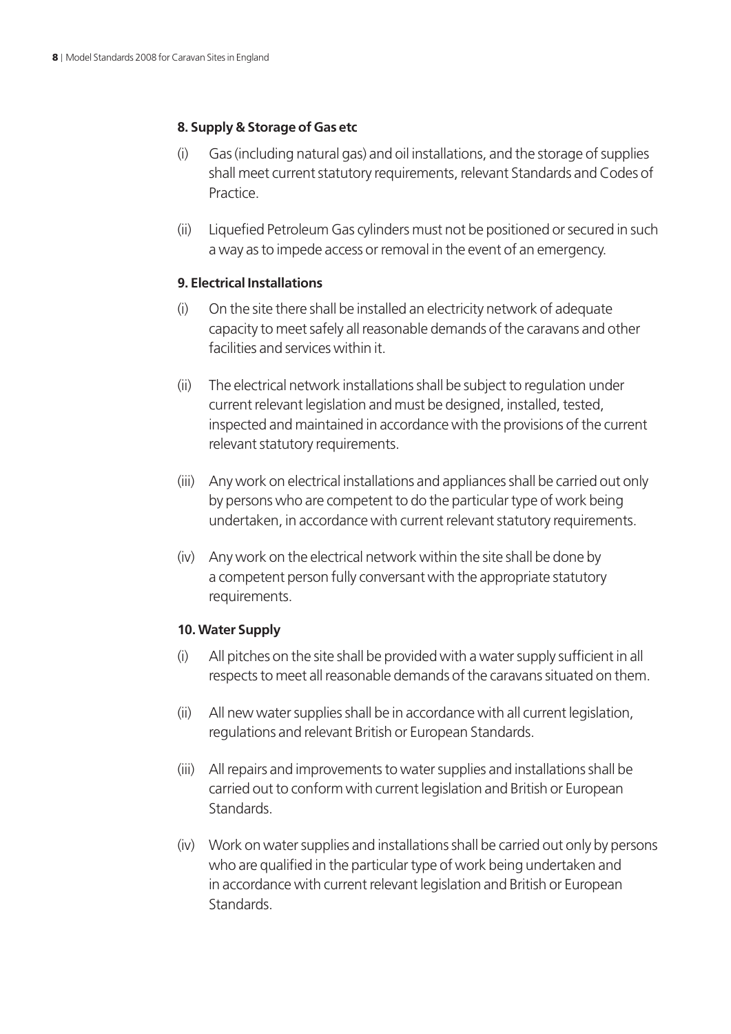### 8. Supply & Storage of Gas etc

(i) Gas (including natural gas) and oil installations, and the storage of supplies shall meet current statutory requirements, relevant Standards and Codes of Practice.

(ii) Liquefied Petroleum Gas cylinders must not be positioned or secured in such a way as to impede access or removal in the event of an emergency.

### 9. Electrical Installations

(i) On the site there shall be installed an electricity network of adequate capacity to meet safely all reasonable demands of the caravans and other facilities and services within it.

(ii) The electrical network installations shall be subject to regulation under current relevant legislation and must be designed, installed, tested, inspected and maintained in accordance with the provisions of the current relevant statutory requirements.

(iii) Any work on electrical installations and appliances shall be carried out only by persons who are competent to do the particular type of work being undertaken, in accordance with current relevant statutory requirements.

(iv) Any work on the electrical network within the site shall be done by a competent person fully conversant with the appropriate statutory requirements.

### 10. Water Supply

(i) All pitches on the site shall be provided with a water supply sufficient in all respects to meet all reasonable demands of the caravans situated on them.

(ii) All new water supplies shall be in accordance with all current legislation, regulations and relevant British or European Standards.

(iii) All repairs and improvements to water supplies and installations shall be carried out to conform with current legislation and British or European Standards.

(iv) Work on water supplies and installations shall be carried out only by persons who are qualified in the particular type of work being undertaken and in accordance with current relevant legislation and British or European Standards.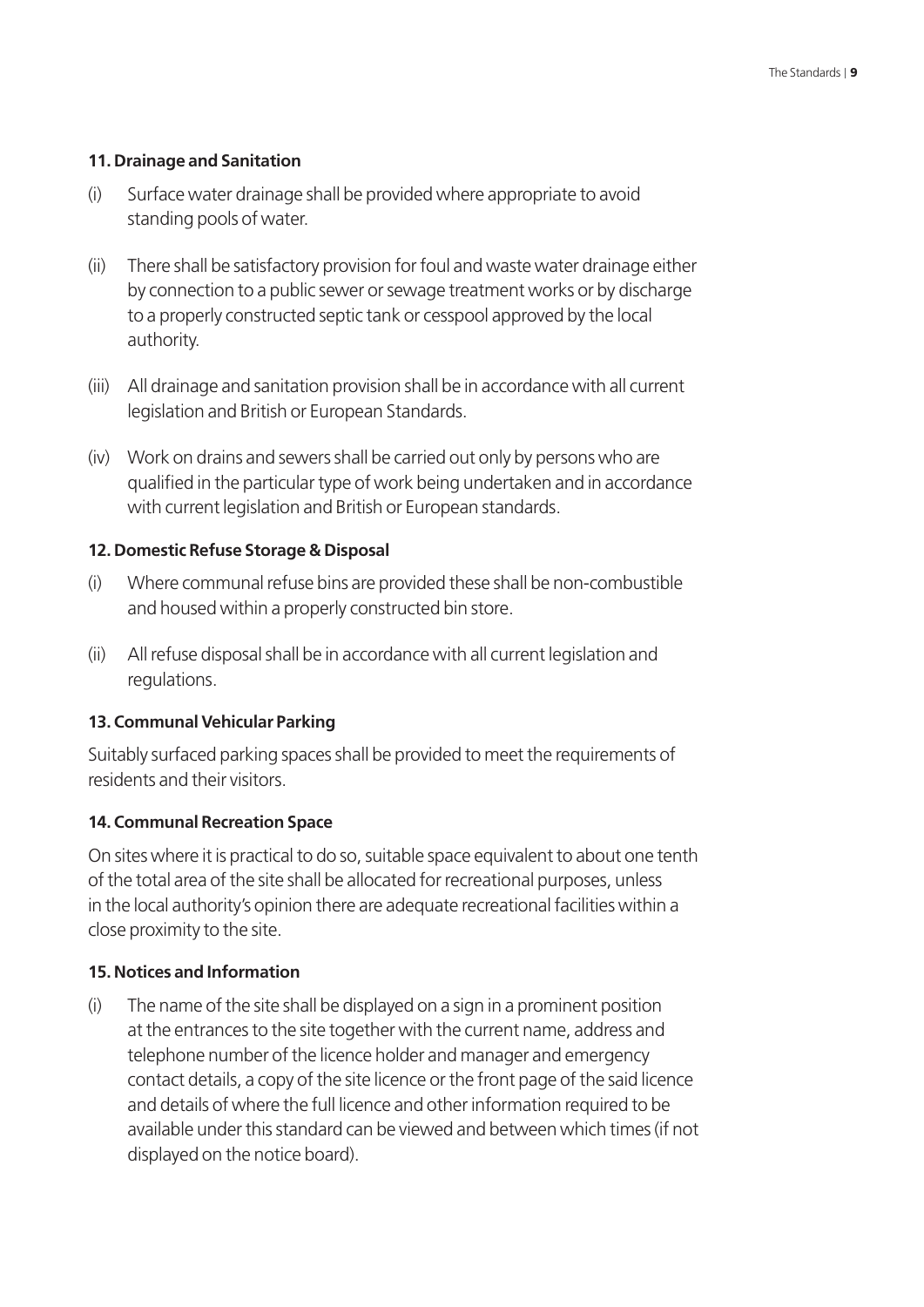#### 11. Drainage and Sanitation

(i) Surface water drainage shall be provided where appropriate to avoid standing pools of water.

(ii) There shall be satisfactory provision for foul and waste water drainage either by connection to a public sewer or sewage treatment works or by discharge to a properly constructed septic tank or cesspool approved by the local authority.

(iii) All drainage and sanitation provision shall be in accordance with all current legislation and British or European Standards.

(iv) Work on drains and sewers shall be carried out only by persons who are qualified in the particular type of work being undertaken and in accordance with current legislation and British or European standards.

#### 12. Domestic Refuse Storage & Disposal

(i) Where communal refuse bins are provided these shall be non-combustible and housed within a properly constructed bin store.

(ii) All refuse disposal shall be in accordance with all current legislation and regulations.

#### 13. Communal Vehicular Parking

Suitably surfaced parking spaces shall be provided to meet the requirements of residents and their visitors.

#### 14. Communal Recreation Space

On sites where it is practical to do so, suitable space equivalent to about one tenth of the total area of the site shall be allocated for recreational purposes, unless in the local authority's opinion there are adequate recreational facilities within a close proximity to the site.

#### 15. Notices and Information

(i) The name of the site shall be displayed on a sign in a prominent position at the entrances to the site together with the current name, address and telephone number of the licence holder and manager and emergency contact details, a copy of the site licence or the front page of the said licence and details of where the full licence and other information required to be available under this standard can be viewed and between which times (if not displayed on the notice board).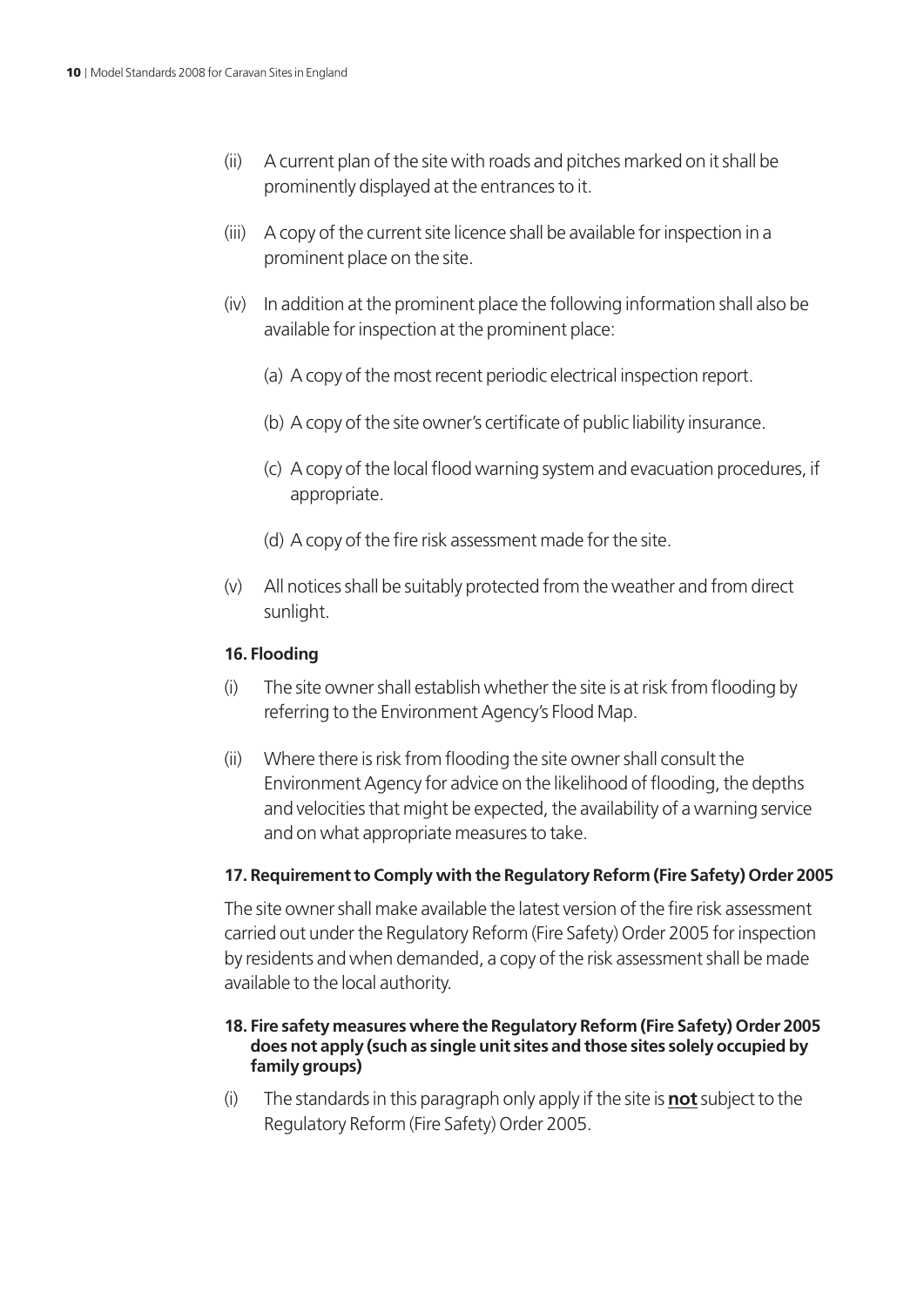(ii) A current plan of the site with roads and pitches marked on it shall be prominently displayed at the entrances to it.

(iii) A copy of the current site licence shall be available for inspection in a prominent place on the site.

(iv) In addition at the prominent place the following information shall also be available for inspection at the prominent place:

  (a) A copy of the most recent periodic electrical inspection report.

  (b) A copy of the site owner's certificate of public liability insurance.

  (c) A copy of the local flood warning system and evacuation procedures, if appropriate.

  (d) A copy of the fire risk assessment made for the site.

(v) All notices shall be suitably protected from the weather and from direct sunlight.

**16. Flooding**

(i) The site owner shall establish whether the site is at risk from flooding by referring to the Environment Agency's Flood Map.

(ii) Where there is risk from flooding the site owner shall consult the Environment Agency for advice on the likelihood of flooding, the depths and velocities that might be expected, the availability of a warning service and on what appropriate measures to take.

**17. Requirement to Comply with the Regulatory Reform (Fire Safety) Order 2005**

The site owner shall make available the latest version of the fire risk assessment carried out under the Regulatory Reform (Fire Safety) Order 2005 for inspection by residents and when demanded, a copy of the risk assessment shall be made available to the local authority.

**18. Fire safety measures where the Regulatory Reform (Fire Safety) Order 2005 does not apply (such as single unit sites and those sites solely occupied by family groups)**

(i) The standards in this paragraph only apply if the site is **not** subject to the Regulatory Reform (Fire Safety) Order 2005.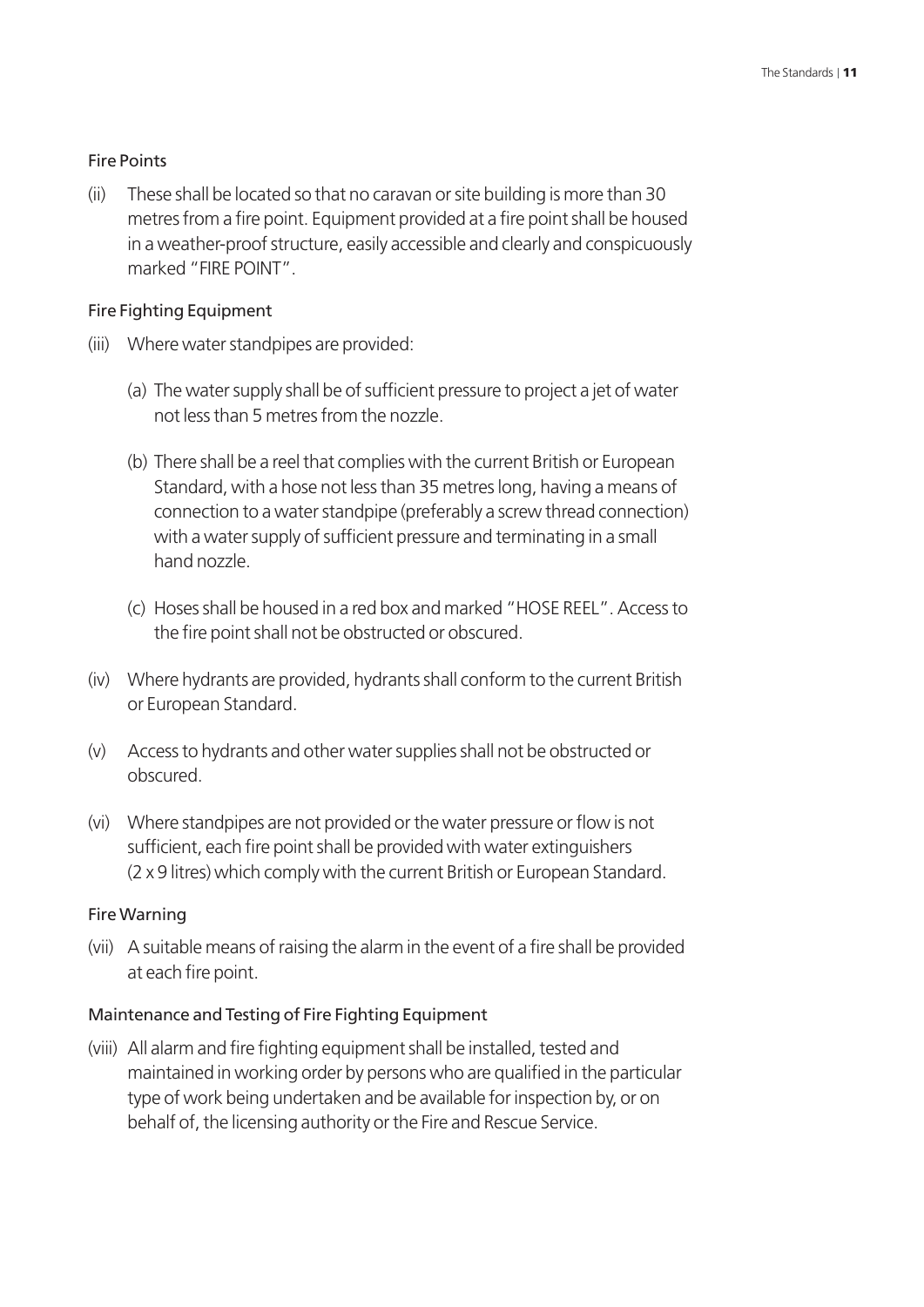### Fire Points

(ii) These shall be located so that no caravan or site building is more than 30 metres from a fire point. Equipment provided at a fire point shall be housed in a weather-proof structure, easily accessible and clearly and conspicuously marked "FIRE POINT".

### Fire Fighting Equipment

(iii) Where water standpipes are provided:

(a) The water supply shall be of sufficient pressure to project a jet of water not less than 5 metres from the nozzle.

(b) There shall be a reel that complies with the current British or European Standard, with a hose not less than 35 metres long, having a means of connection to a water standpipe (preferably a screw thread connection) with a water supply of sufficient pressure and terminating in a small hand nozzle.

(c) Hoses shall be housed in a red box and marked "HOSE REEL". Access to the fire point shall not be obstructed or obscured.

(iv) Where hydrants are provided, hydrants shall conform to the current British or European Standard.

(v) Access to hydrants and other water supplies shall not be obstructed or obscured.

(vi) Where standpipes are not provided or the water pressure or flow is not sufficient, each fire point shall be provided with water extinguishers (2 x 9 litres) which comply with the current British or European Standard.

### Fire Warning

(vii) A suitable means of raising the alarm in the event of a fire shall be provided at each fire point.

### Maintenance and Testing of Fire Fighting Equipment

(viii) All alarm and fire fighting equipment shall be installed, tested and maintained in working order by persons who are qualified in the particular type of work being undertaken and be available for inspection by, or on behalf of, the licensing authority or the Fire and Rescue Service.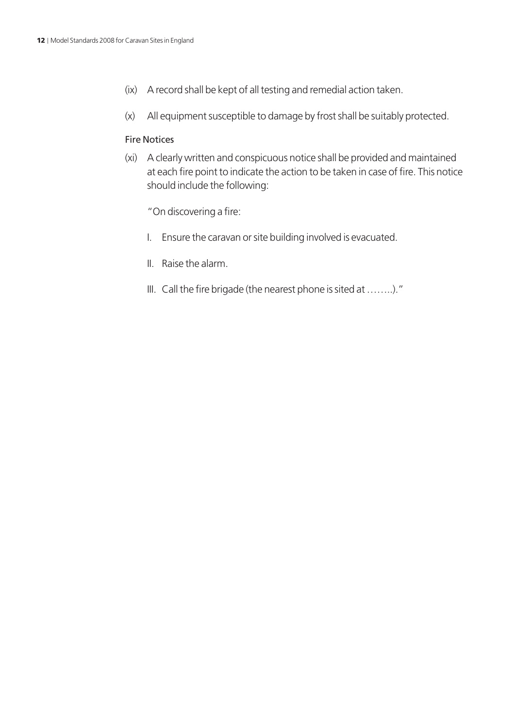(ix) A record shall be kept of all testing and remedial action taken.

(x) All equipment susceptible to damage by frost shall be suitably protected.

Fire Notices

(xi) A clearly written and conspicuous notice shall be provided and maintained at each fire point to indicate the action to be taken in case of fire. This notice should include the following:

"On discovering a fire:

I. Ensure the caravan or site building involved is evacuated.

II. Raise the alarm.

III. Call the fire brigade (the nearest phone is sited at ……..)."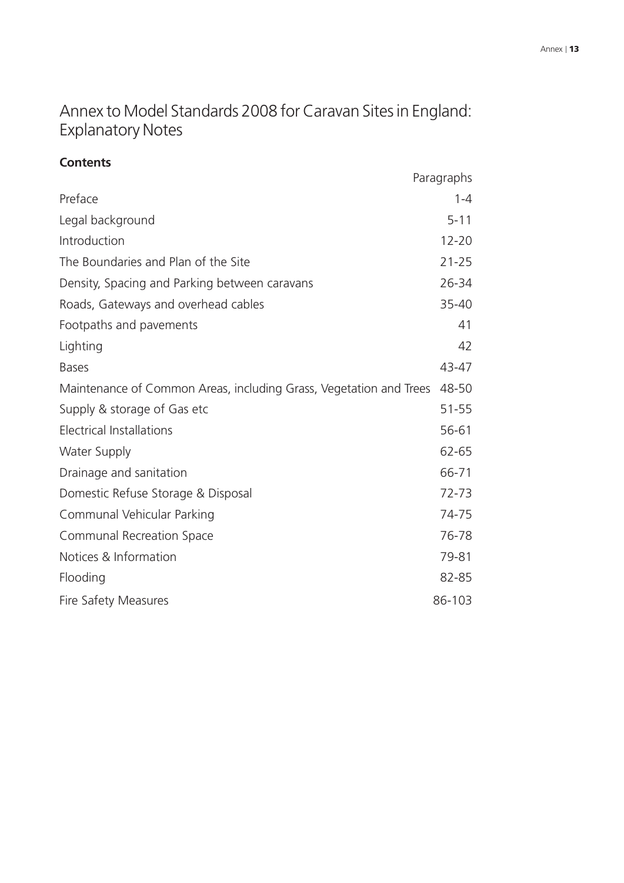# Annex to Model Standards 2008 for Caravan Sites in England: Explanatory Notes

**Contents**

| | Paragraphs |
|---|---|
| Preface | 1-4 |
| Legal background | 5-11 |
| Introduction | 12-20 |
| The Boundaries and Plan of the Site | 21-25 |
| Density, Spacing and Parking between caravans | 26-34 |
| Roads, Gateways and overhead cables | 35-40 |
| Footpaths and pavements | 41 |
| Lighting | 42 |
| Bases | 43-47 |
| Maintenance of Common Areas, including Grass, Vegetation and Trees | 48-50 |
| Supply & storage of Gas etc | 51-55 |
| Electrical Installations | 56-61 |
| Water Supply | 62-65 |
| Drainage and sanitation | 66-71 |
| Domestic Refuse Storage & Disposal | 72-73 |
| Communal Vehicular Parking | 74-75 |
| Communal Recreation Space | 76-78 |
| Notices & Information | 79-81 |
| Flooding | 82-85 |
| Fire Safety Measures | 86-103 |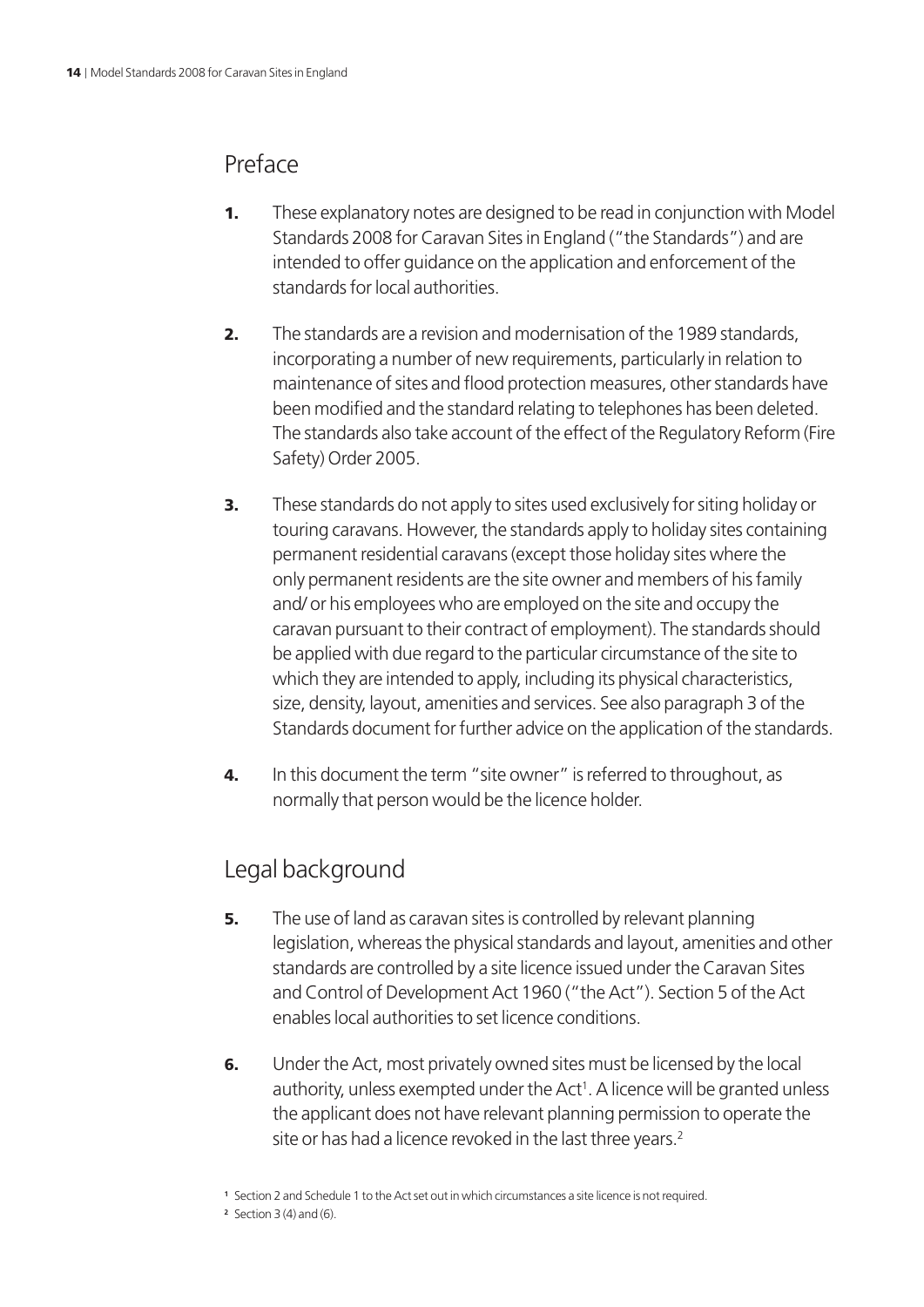## Preface

**1.** These explanatory notes are designed to be read in conjunction with Model Standards 2008 for Caravan Sites in England ("the Standards") and are intended to offer guidance on the application and enforcement of the standards for local authorities.

**2.** The standards are a revision and modernisation of the 1989 standards, incorporating a number of new requirements, particularly in relation to maintenance of sites and flood protection measures, other standards have been modified and the standard relating to telephones has been deleted. The standards also take account of the effect of the Regulatory Reform (Fire Safety) Order 2005.

**3.** These standards do not apply to sites used exclusively for siting holiday or touring caravans. However, the standards apply to holiday sites containing permanent residential caravans (except those holiday sites where the only permanent residents are the site owner and members of his family and/ or his employees who are employed on the site and occupy the caravan pursuant to their contract of employment). The standards should be applied with due regard to the particular circumstance of the site to which they are intended to apply, including its physical characteristics, size, density, layout, amenities and services. See also paragraph 3 of the Standards document for further advice on the application of the standards.

**4.** In this document the term "site owner" is referred to throughout, as normally that person would be the licence holder.

## Legal background

**5.** The use of land as caravan sites is controlled by relevant planning legislation, whereas the physical standards and layout, amenities and other standards are controlled by a site licence issued under the Caravan Sites and Control of Development Act 1960 ("the Act"). Section 5 of the Act enables local authorities to set licence conditions.

**6.** Under the Act, most privately owned sites must be licensed by the local authority, unless exempted under the Act[1]. A licence will be granted unless the applicant does not have relevant planning permission to operate the site or has had a licence revoked in the last three years.[2]

[1] Section 2 and Schedule 1 to the Act set out in which circumstances a site licence is not required.

[2] Section 3 (4) and (6).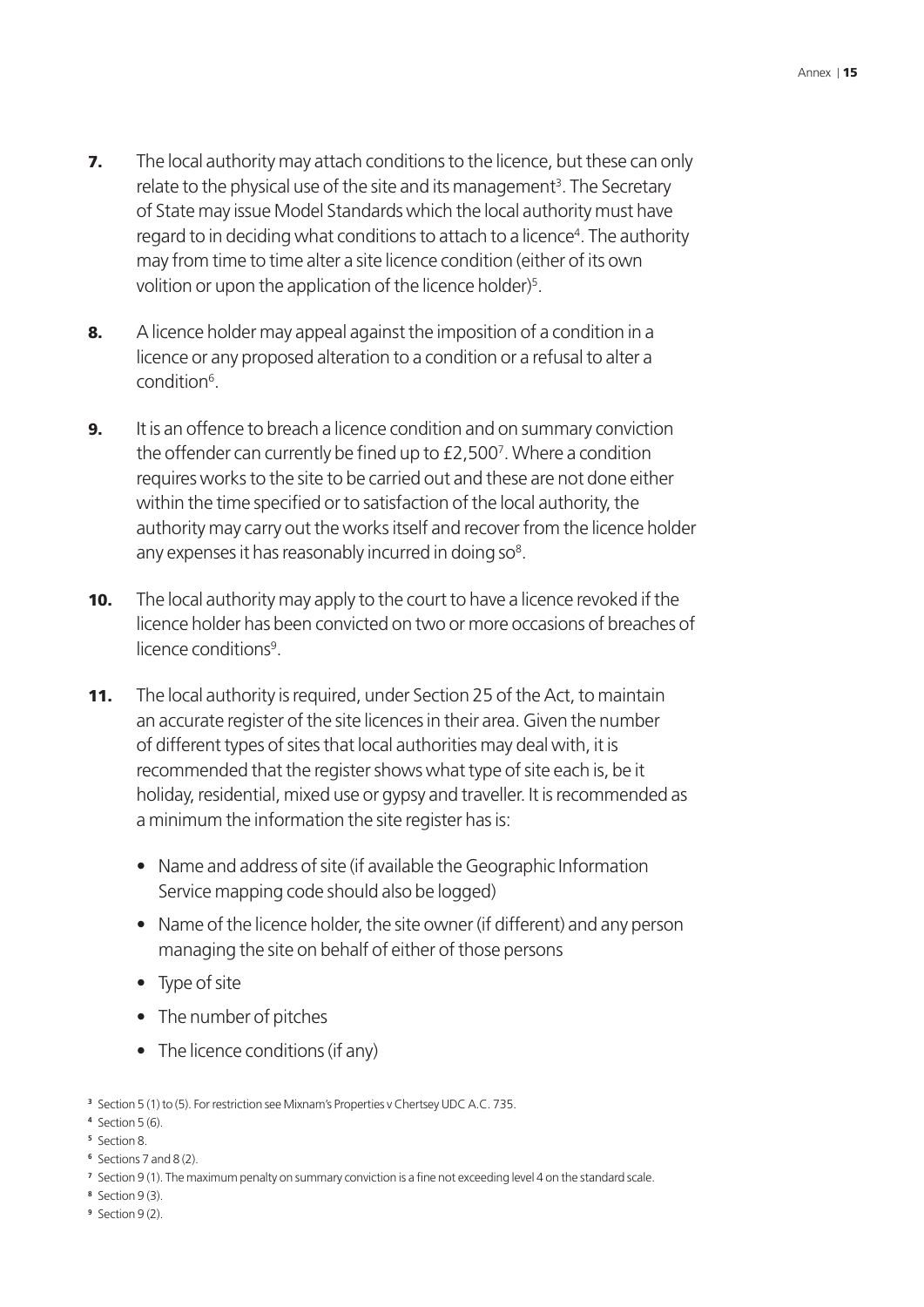**7.** The local authority may attach conditions to the licence, but these can only relate to the physical use of the site and its management[3]. The Secretary of State may issue Model Standards which the local authority must have regard to in deciding what conditions to attach to a licence[4]. The authority may from time to time alter a site licence condition (either of its own volition or upon the application of the licence holder)[5].

**8.** A licence holder may appeal against the imposition of a condition in a licence or any proposed alteration to a condition or a refusal to alter a condition[6].

**9.** It is an offence to breach a licence condition and on summary conviction the offender can currently be fined up to £2,500[7]. Where a condition requires works to the site to be carried out and these are not done either within the time specified or to satisfaction of the local authority, the authority may carry out the works itself and recover from the licence holder any expenses it has reasonably incurred in doing so[8].

**10.** The local authority may apply to the court to have a licence revoked if the licence holder has been convicted on two or more occasions of breaches of licence conditions[9].

**11.** The local authority is required, under Section 25 of the Act, to maintain an accurate register of the site licences in their area. Given the number of different types of sites that local authorities may deal with, it is recommended that the register shows what type of site each is, be it holiday, residential, mixed use or gypsy and traveller. It is recommended as a minimum the information the site register has is:

- Name and address of site (if available the Geographic Information Service mapping code should also be logged)
- Name of the licence holder, the site owner (if different) and any person managing the site on behalf of either of those persons
- Type of site
- The number of pitches
- The licence conditions (if any)

[3] Section 5 (1) to (5). For restriction see Mixnam's Properties v Chertsey UDC A.C. 735.

[4] Section 5 (6).

[5] Section 8.

[6] Sections 7 and 8 (2).

[7] Section 9 (1). The maximum penalty on summary conviction is a fine not exceeding level 4 on the standard scale.

[8] Section 9 (3).

[9] Section 9 (2).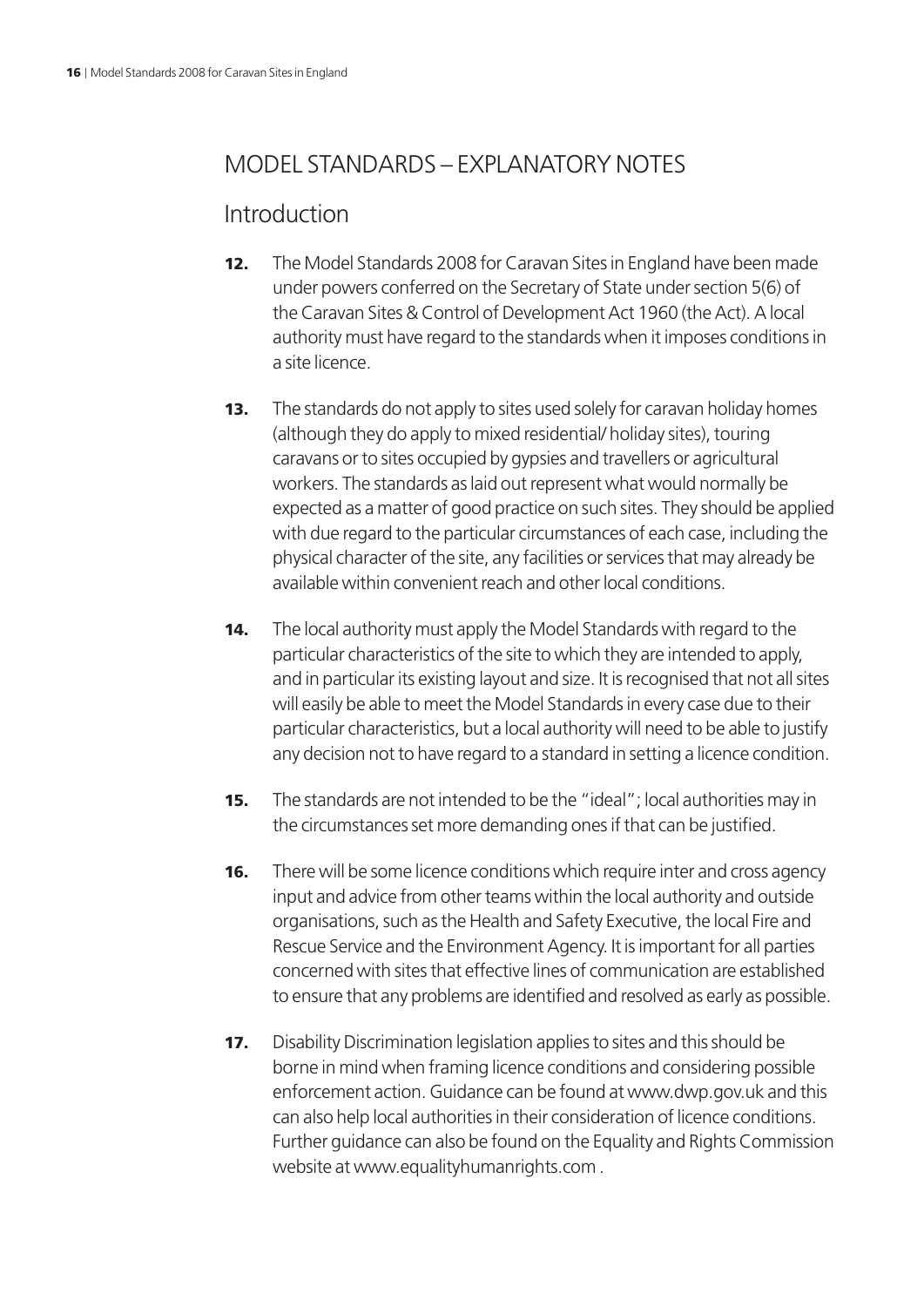## MODEL STANDARDS – EXPLANATORY NOTES

### Introduction

**12.** The Model Standards 2008 for Caravan Sites in England have been made under powers conferred on the Secretary of State under section 5(6) of the Caravan Sites & Control of Development Act 1960 (the Act). A local authority must have regard to the standards when it imposes conditions in a site licence.

**13.** The standards do not apply to sites used solely for caravan holiday homes (although they do apply to mixed residential/ holiday sites), touring caravans or to sites occupied by gypsies and travellers or agricultural workers. The standards as laid out represent what would normally be expected as a matter of good practice on such sites. They should be applied with due regard to the particular circumstances of each case, including the physical character of the site, any facilities or services that may already be available within convenient reach and other local conditions.

**14.** The local authority must apply the Model Standards with regard to the particular characteristics of the site to which they are intended to apply, and in particular its existing layout and size. It is recognised that not all sites will easily be able to meet the Model Standards in every case due to their particular characteristics, but a local authority will need to be able to justify any decision not to have regard to a standard in setting a licence condition.

**15.** The standards are not intended to be the "ideal"; local authorities may in the circumstances set more demanding ones if that can be justified.

**16.** There will be some licence conditions which require inter and cross agency input and advice from other teams within the local authority and outside organisations, such as the Health and Safety Executive, the local Fire and Rescue Service and the Environment Agency. It is important for all parties concerned with sites that effective lines of communication are established to ensure that any problems are identified and resolved as early as possible.

**17.** Disability Discrimination legislation applies to sites and this should be borne in mind when framing licence conditions and considering possible enforcement action. Guidance can be found at www.dwp.gov.uk and this can also help local authorities in their consideration of licence conditions. Further guidance can also be found on the Equality and Rights Commission website at www.equalityhumanrights.com .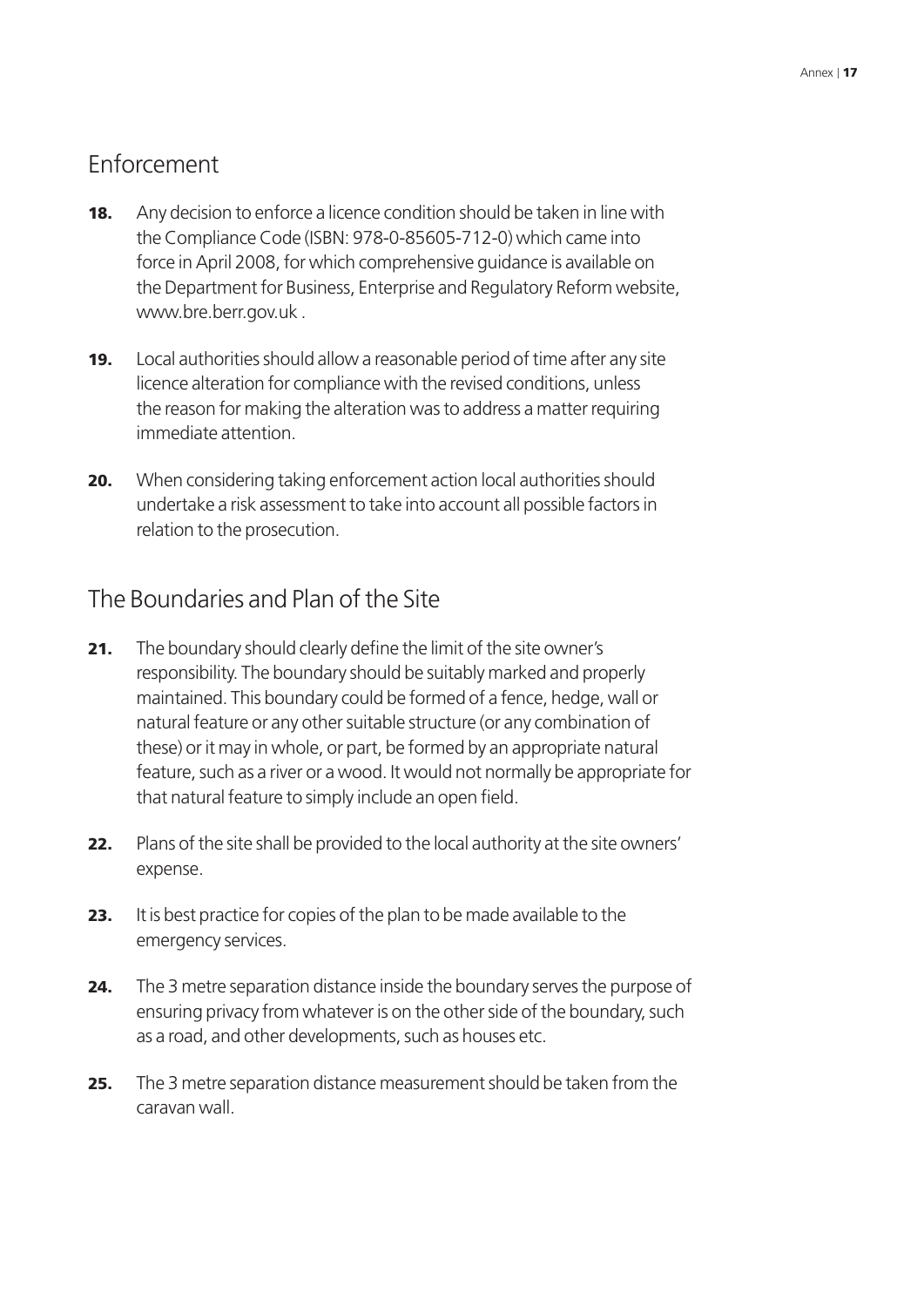## Enforcement

**18.** Any decision to enforce a licence condition should be taken in line with the Compliance Code (ISBN: 978-0-85605-712-0) which came into force in April 2008, for which comprehensive guidance is available on the Department for Business, Enterprise and Regulatory Reform website, www.bre.berr.gov.uk .

**19.** Local authorities should allow a reasonable period of time after any site licence alteration for compliance with the revised conditions, unless the reason for making the alteration was to address a matter requiring immediate attention.

**20.** When considering taking enforcement action local authorities should undertake a risk assessment to take into account all possible factors in relation to the prosecution.

## The Boundaries and Plan of the Site

**21.** The boundary should clearly define the limit of the site owner's responsibility. The boundary should be suitably marked and properly maintained. This boundary could be formed of a fence, hedge, wall or natural feature or any other suitable structure (or any combination of these) or it may in whole, or part, be formed by an appropriate natural feature, such as a river or a wood. It would not normally be appropriate for that natural feature to simply include an open field.

**22.** Plans of the site shall be provided to the local authority at the site owners' expense.

**23.** It is best practice for copies of the plan to be made available to the emergency services.

**24.** The 3 metre separation distance inside the boundary serves the purpose of ensuring privacy from whatever is on the other side of the boundary, such as a road, and other developments, such as houses etc.

**25.** The 3 metre separation distance measurement should be taken from the caravan wall.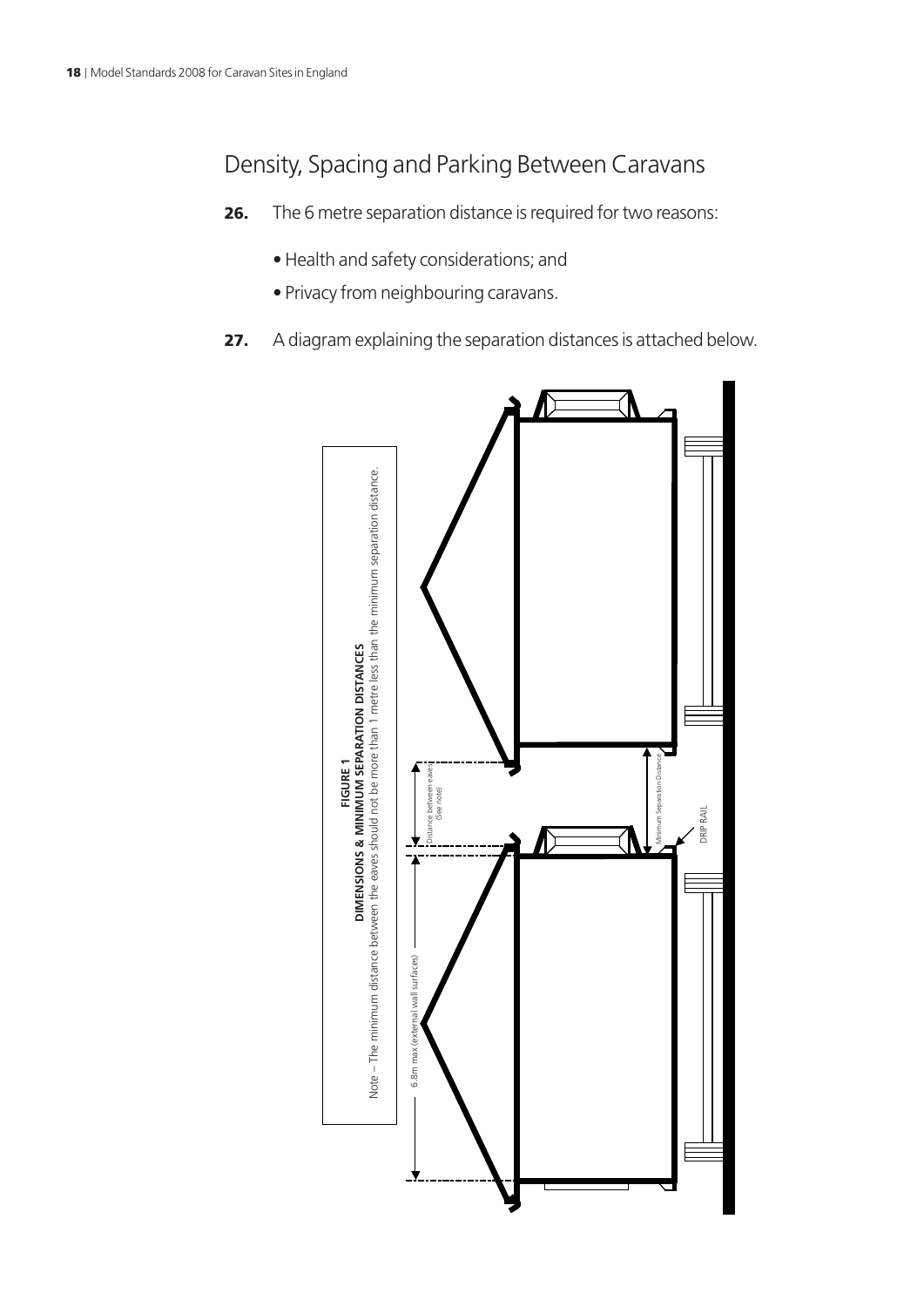## Density, Spacing and Parking Between Caravans

**26.** The 6 metre separation distance is required for two reasons:

- Health and safety considerations; and
- Privacy from neighbouring caravans.

**27.** A diagram explaining the separation distances is attached below.

**FIGURE 1**
**DIMENSIONS & MINIMUM SEPARATION DISTANCES**
Note – The minimum distance between the eaves should not be more than 1 metre less than the minimum separation distance.

6.8m max (external wall surfaces)

Distance between eaves (See note)

Minimum Separation Distance

DRIP RAIL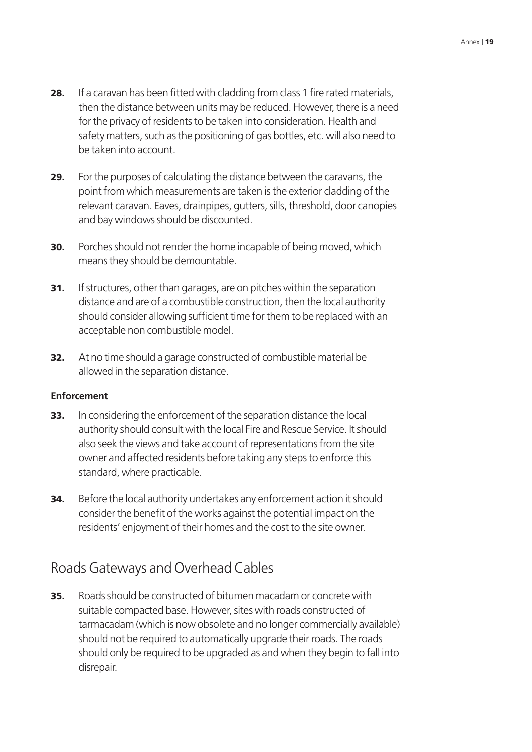**28.** If a caravan has been fitted with cladding from class 1 fire rated materials, then the distance between units may be reduced. However, there is a need for the privacy of residents to be taken into consideration. Health and safety matters, such as the positioning of gas bottles, etc. will also need to be taken into account.

**29.** For the purposes of calculating the distance between the caravans, the point from which measurements are taken is the exterior cladding of the relevant caravan. Eaves, drainpipes, gutters, sills, threshold, door canopies and bay windows should be discounted.

**30.** Porches should not render the home incapable of being moved, which means they should be demountable.

**31.** If structures, other than garages, are on pitches within the separation distance and are of a combustible construction, then the local authority should consider allowing sufficient time for them to be replaced with an acceptable non combustible model.

**32.** At no time should a garage constructed of combustible material be allowed in the separation distance.

**Enforcement**

**33.** In considering the enforcement of the separation distance the local authority should consult with the local Fire and Rescue Service. It should also seek the views and take account of representations from the site owner and affected residents before taking any steps to enforce this standard, where practicable.

**34.** Before the local authority undertakes any enforcement action it should consider the benefit of the works against the potential impact on the residents' enjoyment of their homes and the cost to the site owner.

## Roads Gateways and Overhead Cables

**35.** Roads should be constructed of bitumen macadam or concrete with suitable compacted base. However, sites with roads constructed of tarmacadam (which is now obsolete and no longer commercially available) should not be required to automatically upgrade their roads. The roads should only be required to be upgraded as and when they begin to fall into disrepair.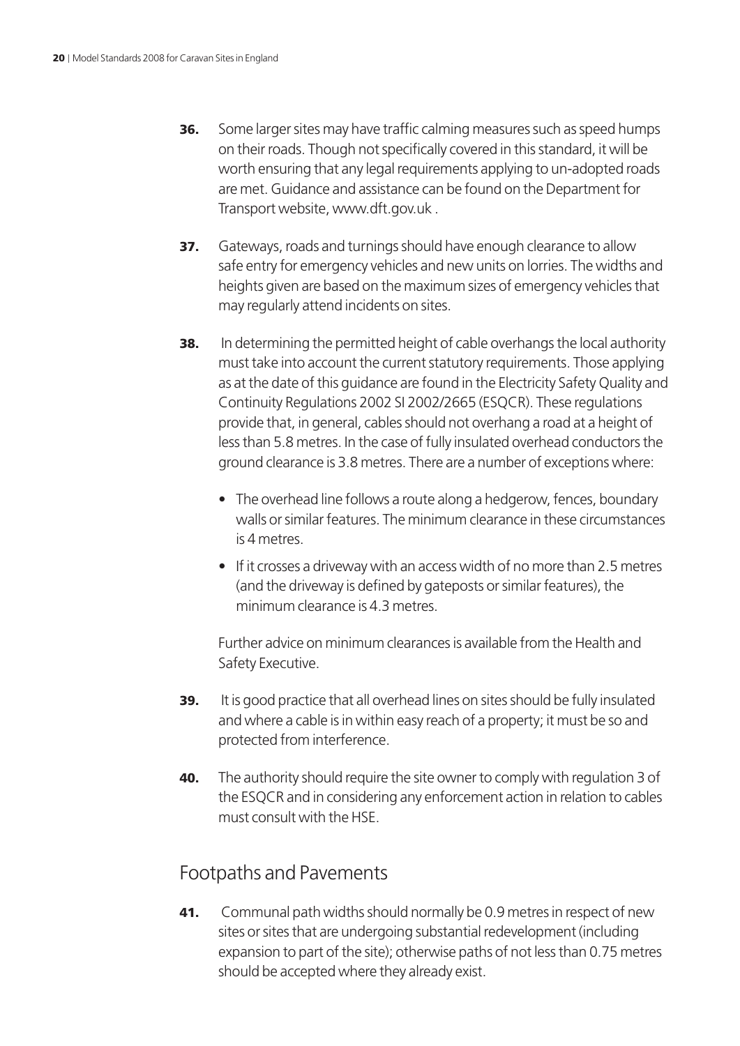**36.** Some larger sites may have traffic calming measures such as speed humps on their roads. Though not specifically covered in this standard, it will be worth ensuring that any legal requirements applying to un-adopted roads are met. Guidance and assistance can be found on the Department for Transport website, www.dft.gov.uk .

**37.** Gateways, roads and turnings should have enough clearance to allow safe entry for emergency vehicles and new units on lorries. The widths and heights given are based on the maximum sizes of emergency vehicles that may regularly attend incidents on sites.

**38.** In determining the permitted height of cable overhangs the local authority must take into account the current statutory requirements. Those applying as at the date of this guidance are found in the Electricity Safety Quality and Continuity Regulations 2002 SI 2002/2665 (ESQCR). These regulations provide that, in general, cables should not overhang a road at a height of less than 5.8 metres. In the case of fully insulated overhead conductors the ground clearance is 3.8 metres. There are a number of exceptions where:

- The overhead line follows a route along a hedgerow, fences, boundary walls or similar features. The minimum clearance in these circumstances is 4 metres.
- If it crosses a driveway with an access width of no more than 2.5 metres (and the driveway is defined by gateposts or similar features), the minimum clearance is 4.3 metres.

Further advice on minimum clearances is available from the Health and Safety Executive.

**39.** It is good practice that all overhead lines on sites should be fully insulated and where a cable is in within easy reach of a property; it must be so and protected from interference.

**40.** The authority should require the site owner to comply with regulation 3 of the ESQCR and in considering any enforcement action in relation to cables must consult with the HSE.

## Footpaths and Pavements

**41.** Communal path widths should normally be 0.9 metres in respect of new sites or sites that are undergoing substantial redevelopment (including expansion to part of the site); otherwise paths of not less than 0.75 metres should be accepted where they already exist.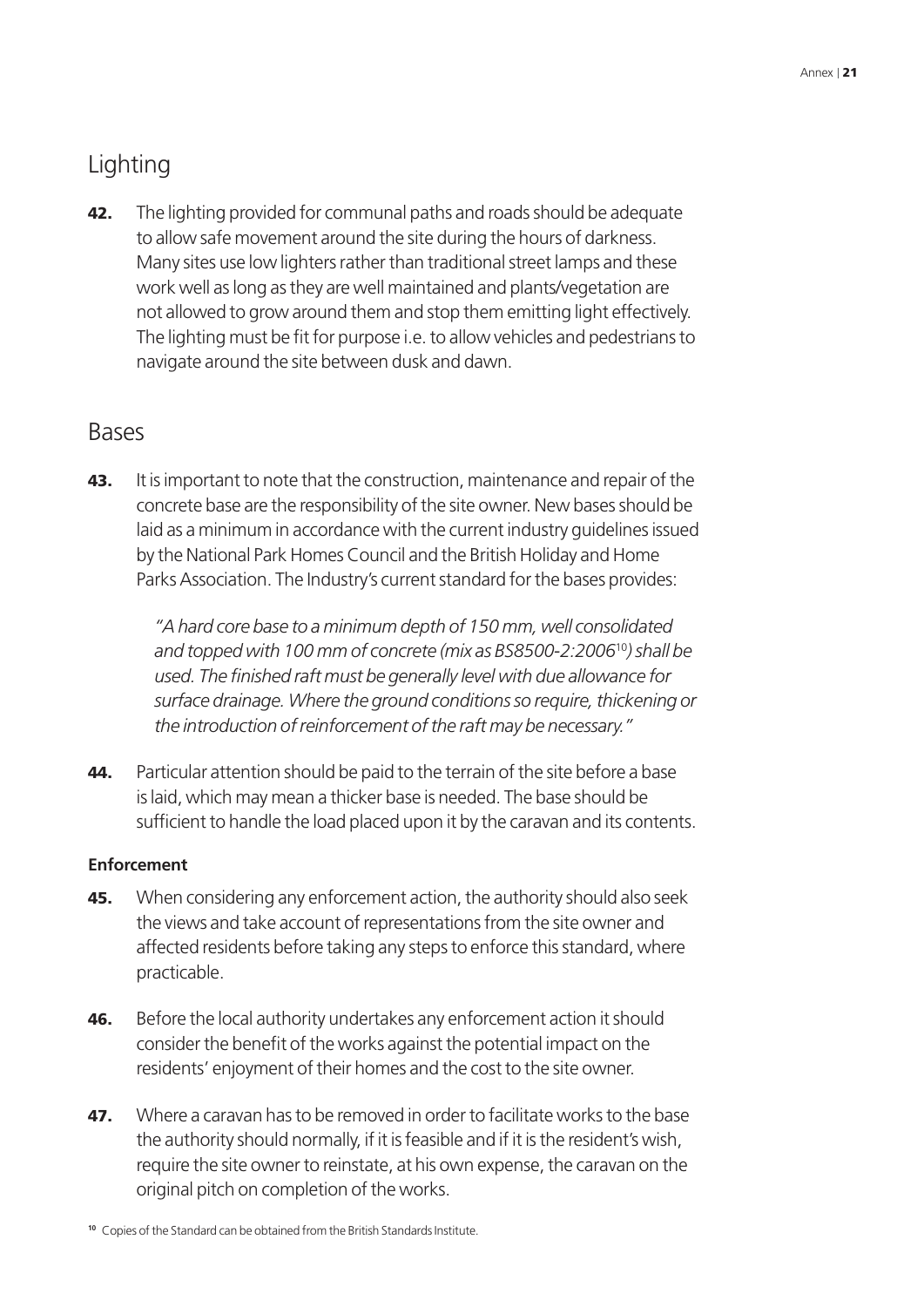## Lighting

**42.** The lighting provided for communal paths and roads should be adequate to allow safe movement around the site during the hours of darkness. Many sites use low lighters rather than traditional street lamps and these work well as long as they are well maintained and plants/vegetation are not allowed to grow around them and stop them emitting light effectively. The lighting must be fit for purpose i.e. to allow vehicles and pedestrians to navigate around the site between dusk and dawn.

## Bases

**43.** It is important to note that the construction, maintenance and repair of the concrete base are the responsibility of the site owner. New bases should be laid as a minimum in accordance with the current industry guidelines issued by the National Park Homes Council and the British Holiday and Home Parks Association. The Industry's current standard for the bases provides:

> *"A hard core base to a minimum depth of 150 mm, well consolidated and topped with 100 mm of concrete (mix as BS8500-2:2006*[10]*) shall be used. The finished raft must be generally level with due allowance for surface drainage. Where the ground conditions so require, thickening or the introduction of reinforcement of the raft may be necessary."*

**44.** Particular attention should be paid to the terrain of the site before a base is laid, which may mean a thicker base is needed. The base should be sufficient to handle the load placed upon it by the caravan and its contents.

### Enforcement

**45.** When considering any enforcement action, the authority should also seek the views and take account of representations from the site owner and affected residents before taking any steps to enforce this standard, where practicable.

**46.** Before the local authority undertakes any enforcement action it should consider the benefit of the works against the potential impact on the residents' enjoyment of their homes and the cost to the site owner.

**47.** Where a caravan has to be removed in order to facilitate works to the base the authority should normally, if it is feasible and if it is the resident's wish, require the site owner to reinstate, at his own expense, the caravan on the original pitch on completion of the works.

[10] Copies of the Standard can be obtained from the British Standards Institute.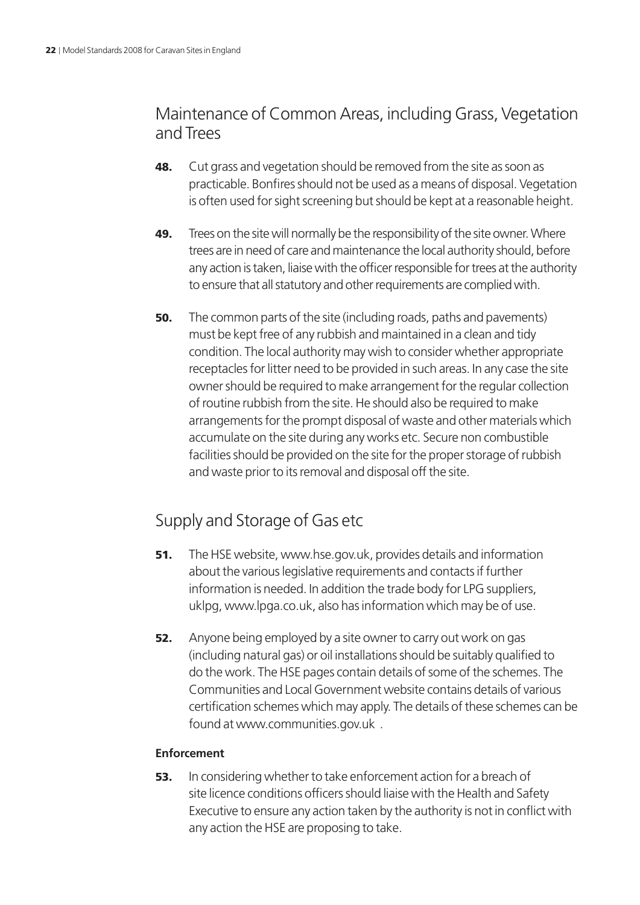## Maintenance of Common Areas, including Grass, Vegetation and Trees

**48.** Cut grass and vegetation should be removed from the site as soon as practicable. Bonfires should not be used as a means of disposal. Vegetation is often used for sight screening but should be kept at a reasonable height.

**49.** Trees on the site will normally be the responsibility of the site owner. Where trees are in need of care and maintenance the local authority should, before any action is taken, liaise with the officer responsible for trees at the authority to ensure that all statutory and other requirements are complied with.

**50.** The common parts of the site (including roads, paths and pavements) must be kept free of any rubbish and maintained in a clean and tidy condition. The local authority may wish to consider whether appropriate receptacles for litter need to be provided in such areas. In any case the site owner should be required to make arrangement for the regular collection of routine rubbish from the site. He should also be required to make arrangements for the prompt disposal of waste and other materials which accumulate on the site during any works etc. Secure non combustible facilities should be provided on the site for the proper storage of rubbish and waste prior to its removal and disposal off the site.

## Supply and Storage of Gas etc

**51.** The HSE website, www.hse.gov.uk, provides details and information about the various legislative requirements and contacts if further information is needed. In addition the trade body for LPG suppliers, uklpg, www.lpga.co.uk, also has information which may be of use.

**52.** Anyone being employed by a site owner to carry out work on gas (including natural gas) or oil installations should be suitably qualified to do the work. The HSE pages contain details of some of the schemes. The Communities and Local Government website contains details of various certification schemes which may apply. The details of these schemes can be found at www.communities.gov.uk .

### Enforcement

**53.** In considering whether to take enforcement action for a breach of site licence conditions officers should liaise with the Health and Safety Executive to ensure any action taken by the authority is not in conflict with any action the HSE are proposing to take.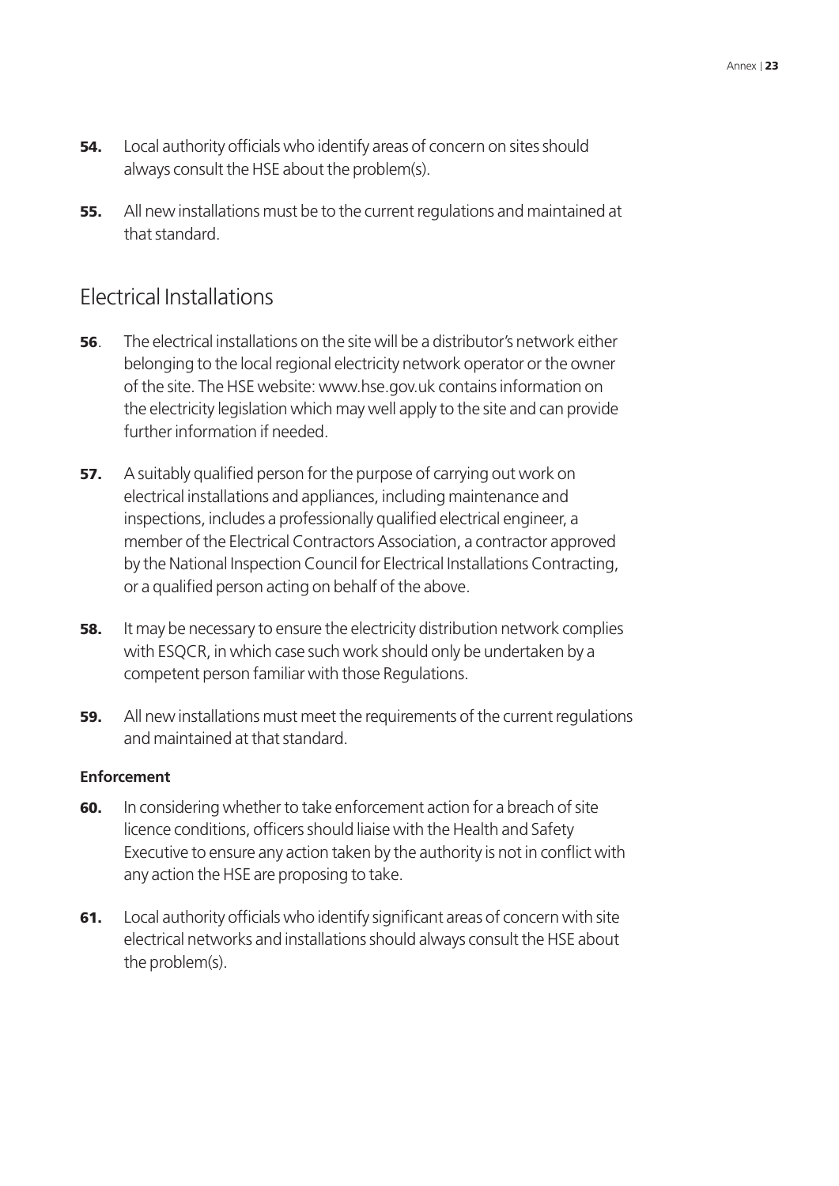**54.** Local authority officials who identify areas of concern on sites should always consult the HSE about the problem(s).

**55.** All new installations must be to the current regulations and maintained at that standard.

## Electrical Installations

**56**. The electrical installations on the site will be a distributor's network either belonging to the local regional electricity network operator or the owner of the site. The HSE website: www.hse.gov.uk contains information on the electricity legislation which may well apply to the site and can provide further information if needed.

**57.** A suitably qualified person for the purpose of carrying out work on electrical installations and appliances, including maintenance and inspections, includes a professionally qualified electrical engineer, a member of the Electrical Contractors Association, a contractor approved by the National Inspection Council for Electrical Installations Contracting, or a qualified person acting on behalf of the above.

**58.** It may be necessary to ensure the electricity distribution network complies with ESQCR, in which case such work should only be undertaken by a competent person familiar with those Regulations.

**59.** All new installations must meet the requirements of the current regulations and maintained at that standard.

**Enforcement**

**60.** In considering whether to take enforcement action for a breach of site licence conditions, officers should liaise with the Health and Safety Executive to ensure any action taken by the authority is not in conflict with any action the HSE are proposing to take.

**61.** Local authority officials who identify significant areas of concern with site electrical networks and installations should always consult the HSE about the problem(s).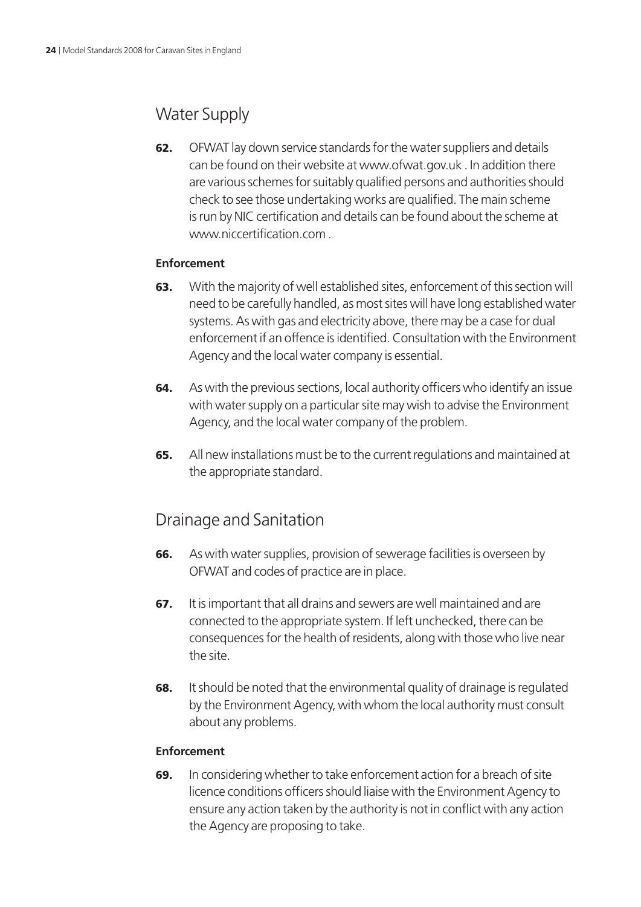## Water Supply

**62.** OFWAT lay down service standards for the water suppliers and details can be found on their website at www.ofwat.gov.uk . In addition there are various schemes for suitably qualified persons and authorities should check to see those undertaking works are qualified. The main scheme is run by NIC certification and details can be found about the scheme at www.niccertification.com .

#### Enforcement

**63.** With the majority of well established sites, enforcement of this section will need to be carefully handled, as most sites will have long established water systems. As with gas and electricity above, there may be a case for dual enforcement if an offence is identified. Consultation with the Environment Agency and the local water company is essential.

**64.** As with the previous sections, local authority officers who identify an issue with water supply on a particular site may wish to advise the Environment Agency, and the local water company of the problem.

**65.** All new installations must be to the current regulations and maintained at the appropriate standard.

## Drainage and Sanitation

**66.** As with water supplies, provision of sewerage facilities is overseen by OFWAT and codes of practice are in place.

**67.** It is important that all drains and sewers are well maintained and are connected to the appropriate system. If left unchecked, there can be consequences for the health of residents, along with those who live near the site.

**68.** It should be noted that the environmental quality of drainage is regulated by the Environment Agency, with whom the local authority must consult about any problems.

#### Enforcement

**69.** In considering whether to take enforcement action for a breach of site licence conditions officers should liaise with the Environment Agency to ensure any action taken by the authority is not in conflict with any action the Agency are proposing to take.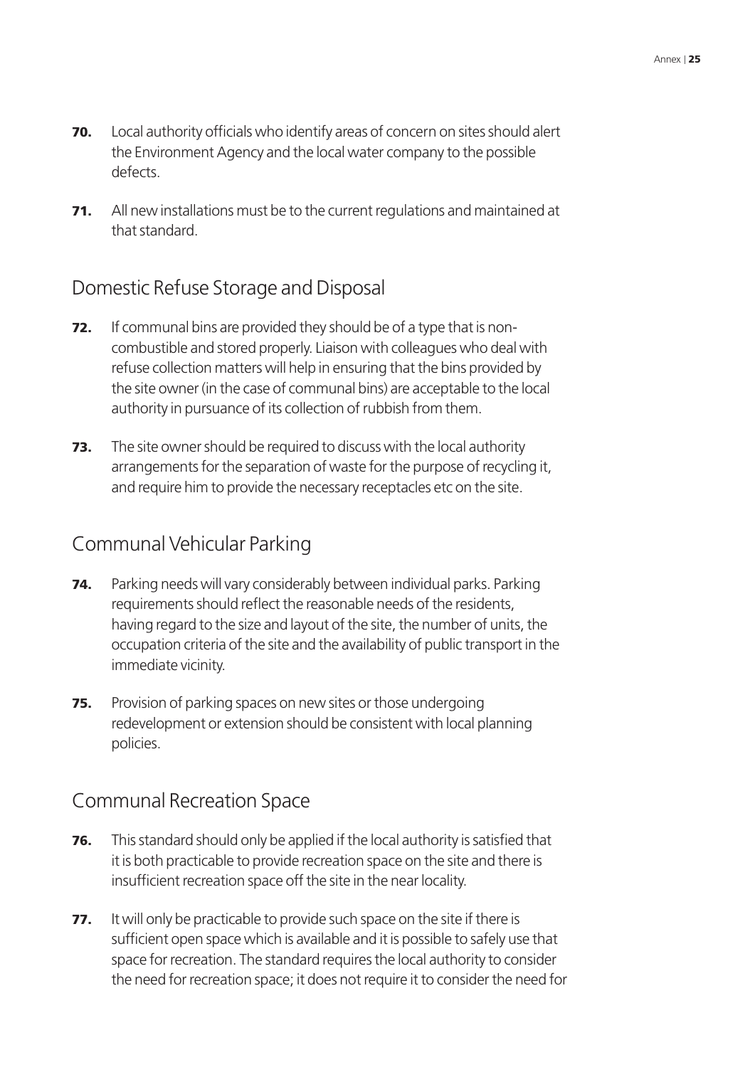**70.** Local authority officials who identify areas of concern on sites should alert the Environment Agency and the local water company to the possible defects.

**71.** All new installations must be to the current regulations and maintained at that standard.

## Domestic Refuse Storage and Disposal

**72.** If communal bins are provided they should be of a type that is non-combustible and stored properly. Liaison with colleagues who deal with refuse collection matters will help in ensuring that the bins provided by the site owner (in the case of communal bins) are acceptable to the local authority in pursuance of its collection of rubbish from them.

**73.** The site owner should be required to discuss with the local authority arrangements for the separation of waste for the purpose of recycling it, and require him to provide the necessary receptacles etc on the site.

## Communal Vehicular Parking

**74.** Parking needs will vary considerably between individual parks. Parking requirements should reflect the reasonable needs of the residents, having regard to the size and layout of the site, the number of units, the occupation criteria of the site and the availability of public transport in the immediate vicinity.

**75.** Provision of parking spaces on new sites or those undergoing redevelopment or extension should be consistent with local planning policies.

## Communal Recreation Space

**76.** This standard should only be applied if the local authority is satisfied that it is both practicable to provide recreation space on the site and there is insufficient recreation space off the site in the near locality.

**77.** It will only be practicable to provide such space on the site if there is sufficient open space which is available and it is possible to safely use that space for recreation. The standard requires the local authority to consider the need for recreation space; it does not require it to consider the need for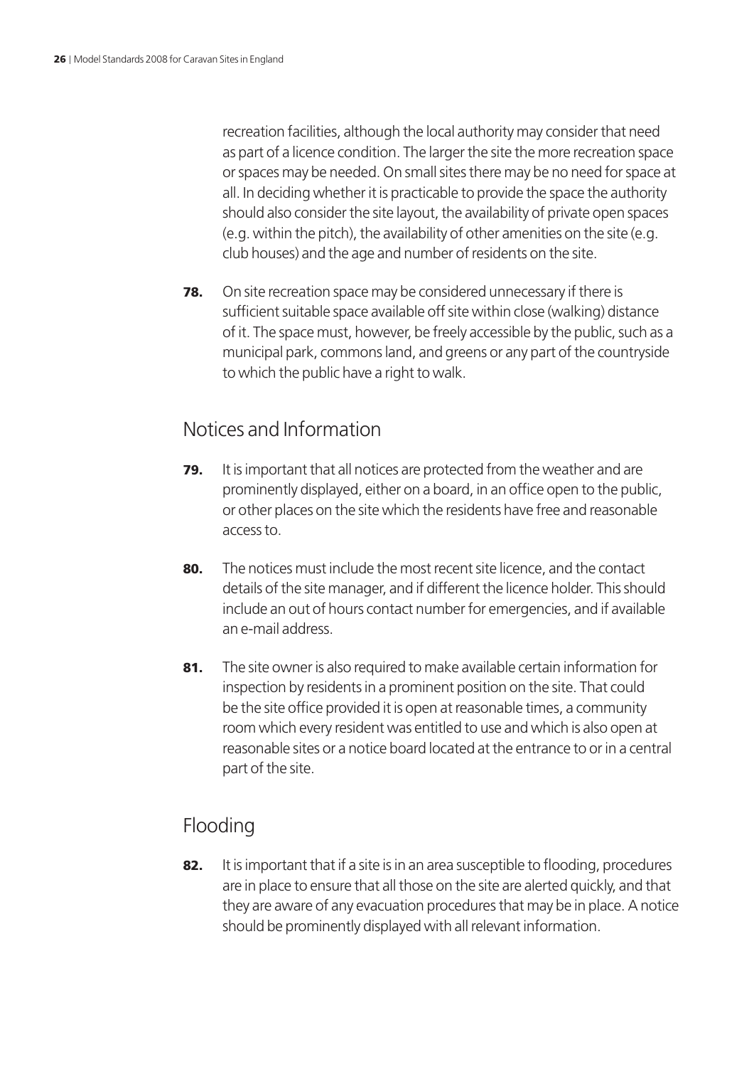recreation facilities, although the local authority may consider that need as part of a licence condition. The larger the site the more recreation space or spaces may be needed. On small sites there may be no need for space at all. In deciding whether it is practicable to provide the space the authority should also consider the site layout, the availability of private open spaces (e.g. within the pitch), the availability of other amenities on the site (e.g. club houses) and the age and number of residents on the site.

**78.** On site recreation space may be considered unnecessary if there is sufficient suitable space available off site within close (walking) distance of it. The space must, however, be freely accessible by the public, such as a municipal park, commons land, and greens or any part of the countryside to which the public have a right to walk.

## Notices and Information

**79.** It is important that all notices are protected from the weather and are prominently displayed, either on a board, in an office open to the public, or other places on the site which the residents have free and reasonable access to.

**80.** The notices must include the most recent site licence, and the contact details of the site manager, and if different the licence holder. This should include an out of hours contact number for emergencies, and if available an e-mail address.

**81.** The site owner is also required to make available certain information for inspection by residents in a prominent position on the site. That could be the site office provided it is open at reasonable times, a community room which every resident was entitled to use and which is also open at reasonable sites or a notice board located at the entrance to or in a central part of the site.

## Flooding

**82.** It is important that if a site is in an area susceptible to flooding, procedures are in place to ensure that all those on the site are alerted quickly, and that they are aware of any evacuation procedures that may be in place. A notice should be prominently displayed with all relevant information.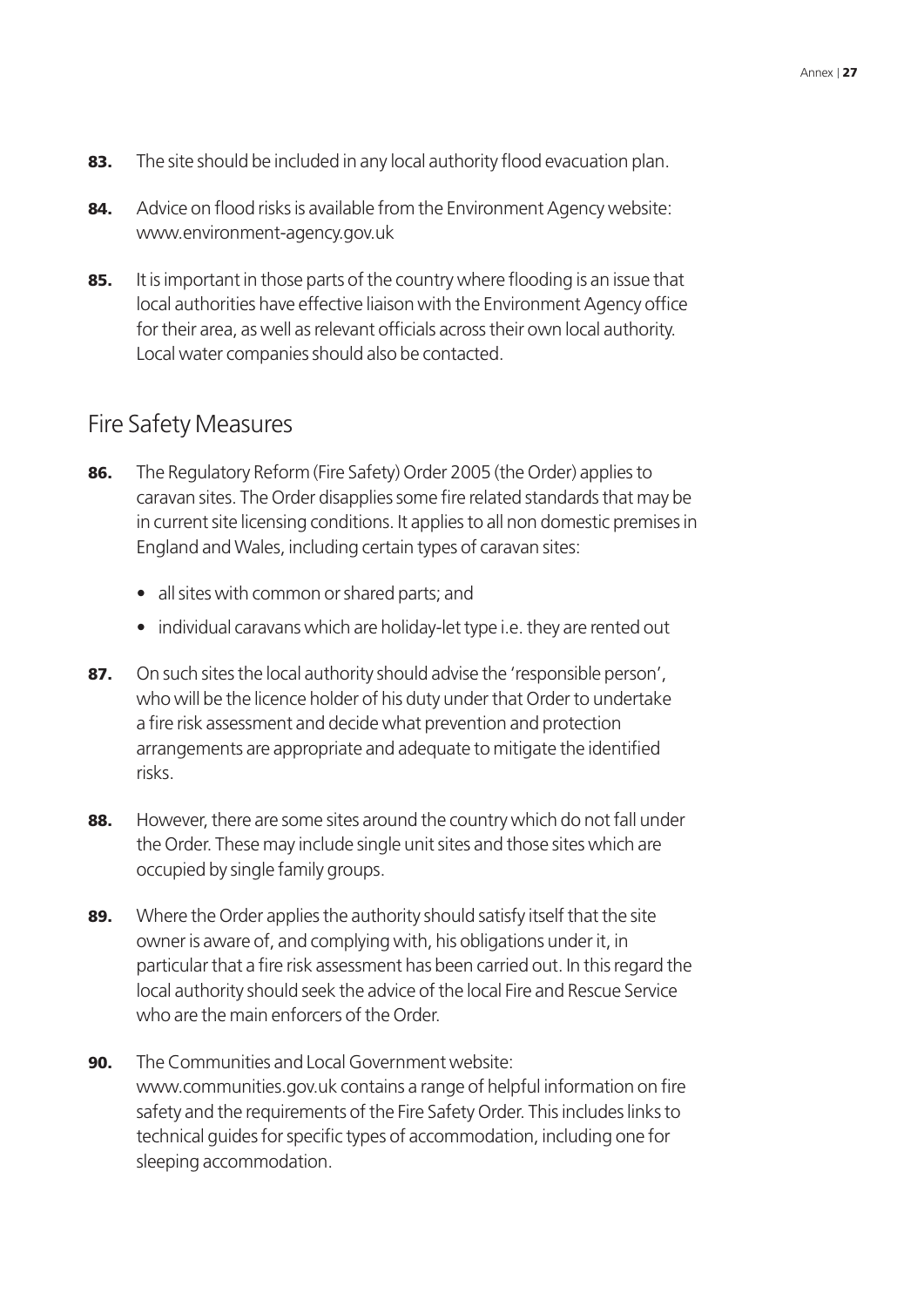**83.** The site should be included in any local authority flood evacuation plan.

**84.** Advice on flood risks is available from the Environment Agency website: www.environment-agency.gov.uk

**85.** It is important in those parts of the country where flooding is an issue that local authorities have effective liaison with the Environment Agency office for their area, as well as relevant officials across their own local authority. Local water companies should also be contacted.

## Fire Safety Measures

**86.** The Regulatory Reform (Fire Safety) Order 2005 (the Order) applies to caravan sites. The Order disapplies some fire related standards that may be in current site licensing conditions. It applies to all non domestic premises in England and Wales, including certain types of caravan sites:

- all sites with common or shared parts; and
- individual caravans which are holiday-let type i.e. they are rented out

**87.** On such sites the local authority should advise the 'responsible person', who will be the licence holder of his duty under that Order to undertake a fire risk assessment and decide what prevention and protection arrangements are appropriate and adequate to mitigate the identified risks.

**88.** However, there are some sites around the country which do not fall under the Order. These may include single unit sites and those sites which are occupied by single family groups.

**89.** Where the Order applies the authority should satisfy itself that the site owner is aware of, and complying with, his obligations under it, in particular that a fire risk assessment has been carried out. In this regard the local authority should seek the advice of the local Fire and Rescue Service who are the main enforcers of the Order.

**90.** The Communities and Local Government website: www.communities.gov.uk contains a range of helpful information on fire safety and the requirements of the Fire Safety Order. This includes links to technical guides for specific types of accommodation, including one for sleeping accommodation.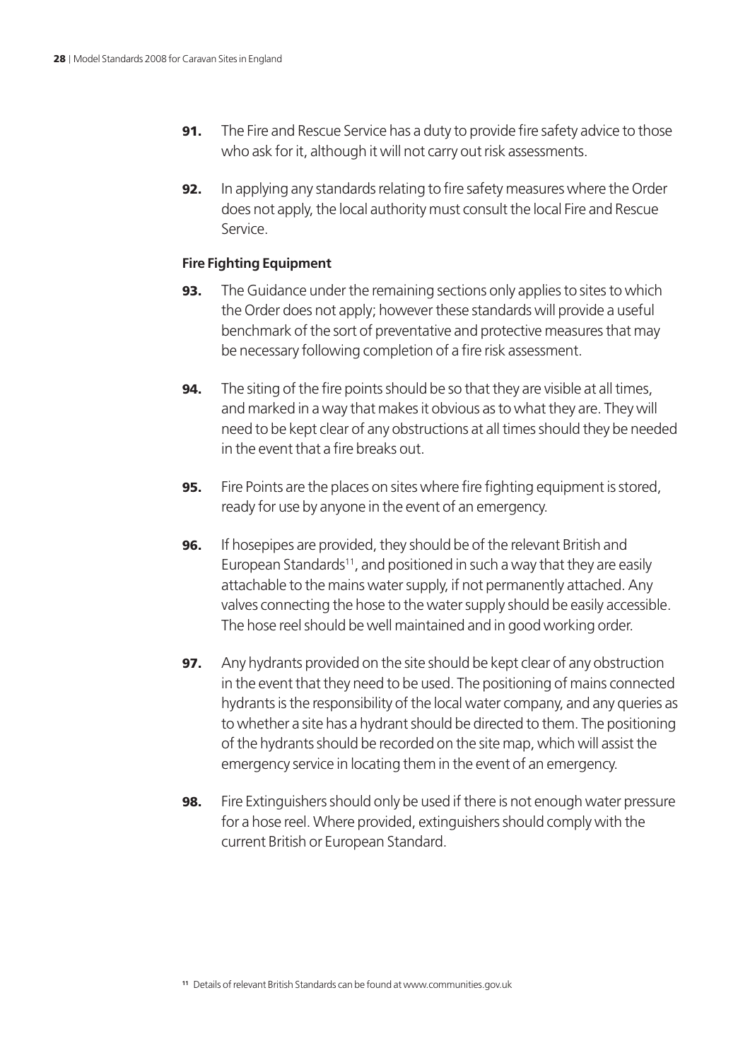**91.** The Fire and Rescue Service has a duty to provide fire safety advice to those who ask for it, although it will not carry out risk assessments.

**92.** In applying any standards relating to fire safety measures where the Order does not apply, the local authority must consult the local Fire and Rescue Service.

**Fire Fighting Equipment**

**93.** The Guidance under the remaining sections only applies to sites to which the Order does not apply; however these standards will provide a useful benchmark of the sort of preventative and protective measures that may be necessary following completion of a fire risk assessment.

**94.** The siting of the fire points should be so that they are visible at all times, and marked in a way that makes it obvious as to what they are. They will need to be kept clear of any obstructions at all times should they be needed in the event that a fire breaks out.

**95.** Fire Points are the places on sites where fire fighting equipment is stored, ready for use by anyone in the event of an emergency.

**96.** If hosepipes are provided, they should be of the relevant British and European Standards[11], and positioned in such a way that they are easily attachable to the mains water supply, if not permanently attached. Any valves connecting the hose to the water supply should be easily accessible. The hose reel should be well maintained and in good working order.

**97.** Any hydrants provided on the site should be kept clear of any obstruction in the event that they need to be used. The positioning of mains connected hydrants is the responsibility of the local water company, and any queries as to whether a site has a hydrant should be directed to them. The positioning of the hydrants should be recorded on the site map, which will assist the emergency service in locating them in the event of an emergency.

**98.** Fire Extinguishers should only be used if there is not enough water pressure for a hose reel. Where provided, extinguishers should comply with the current British or European Standard.

[11] Details of relevant British Standards can be found at www.communities.gov.uk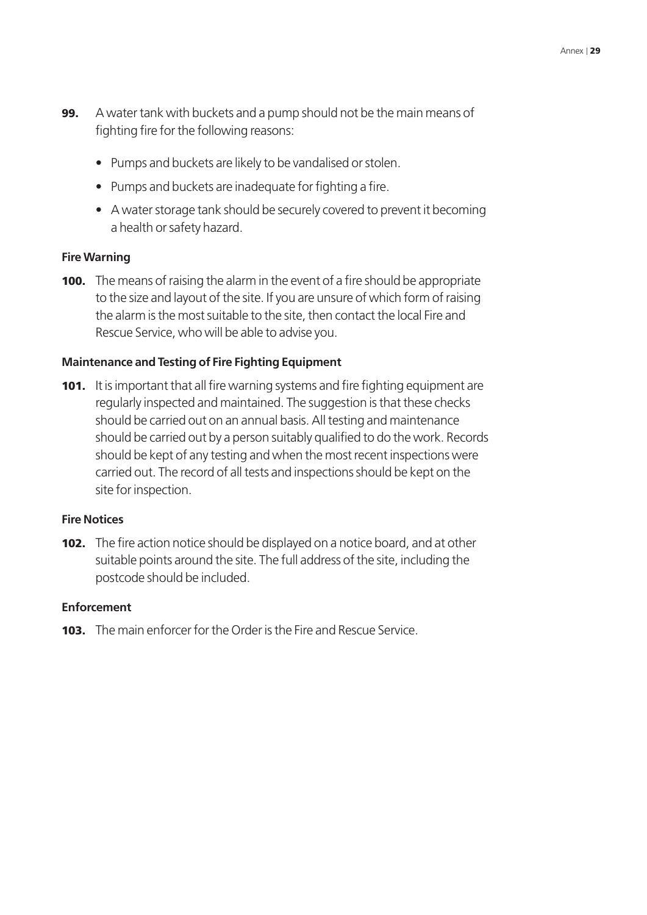**99.** A water tank with buckets and a pump should not be the main means of fighting fire for the following reasons:

- Pumps and buckets are likely to be vandalised or stolen.
- Pumps and buckets are inadequate for fighting a fire.
- A water storage tank should be securely covered to prevent it becoming a health or safety hazard.

**Fire Warning**

**100.** The means of raising the alarm in the event of a fire should be appropriate to the size and layout of the site. If you are unsure of which form of raising the alarm is the most suitable to the site, then contact the local Fire and Rescue Service, who will be able to advise you.

**Maintenance and Testing of Fire Fighting Equipment**

**101.** It is important that all fire warning systems and fire fighting equipment are regularly inspected and maintained. The suggestion is that these checks should be carried out on an annual basis. All testing and maintenance should be carried out by a person suitably qualified to do the work. Records should be kept of any testing and when the most recent inspections were carried out. The record of all tests and inspections should be kept on the site for inspection.

**Fire Notices**

**102.** The fire action notice should be displayed on a notice board, and at other suitable points around the site. The full address of the site, including the postcode should be included.

**Enforcement**

**103.** The main enforcer for the Order is the Fire and Rescue Service.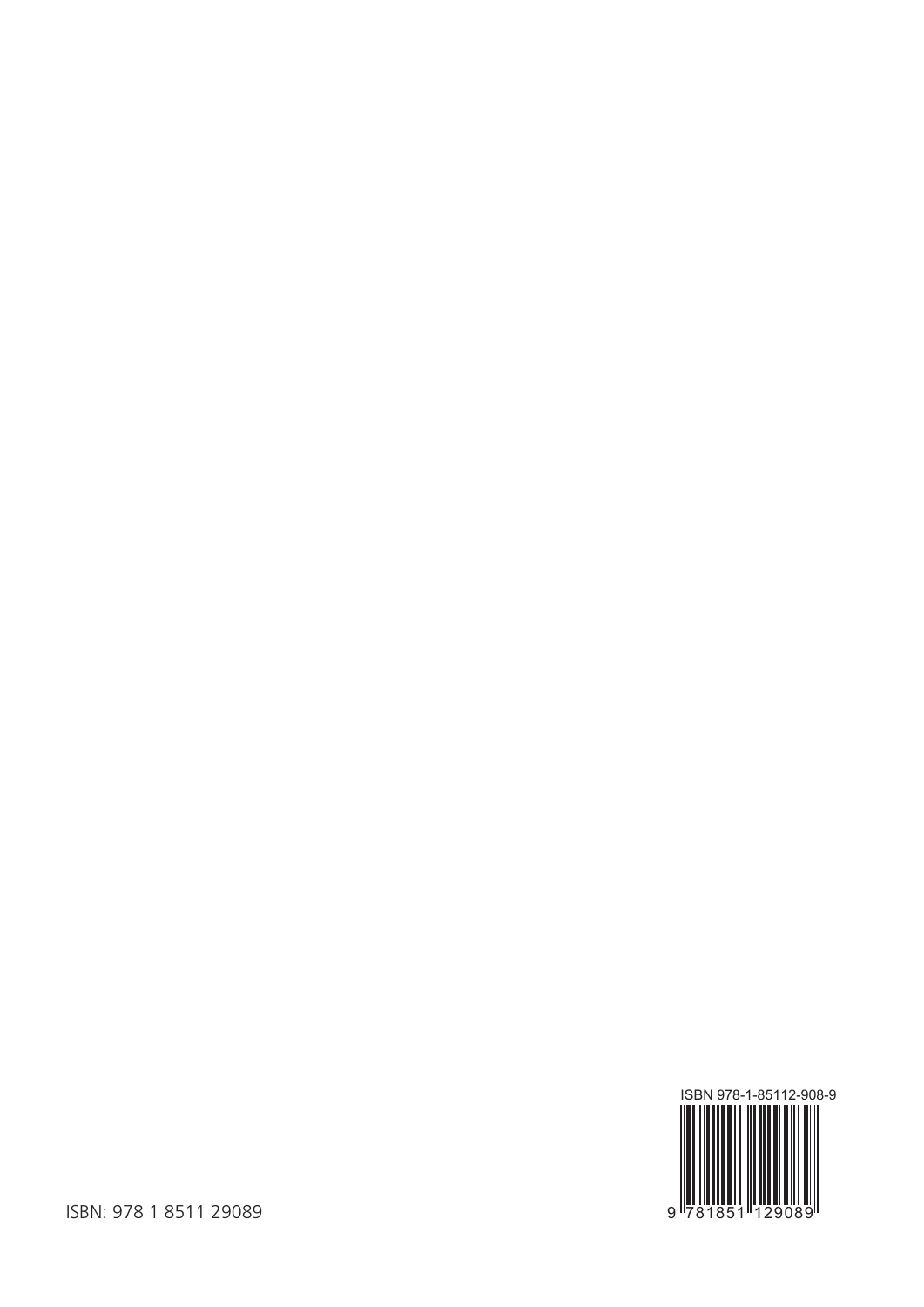ISBN 978-1-85112-908-9

9 781851 129089

ISBN: 978 1 8511 29089